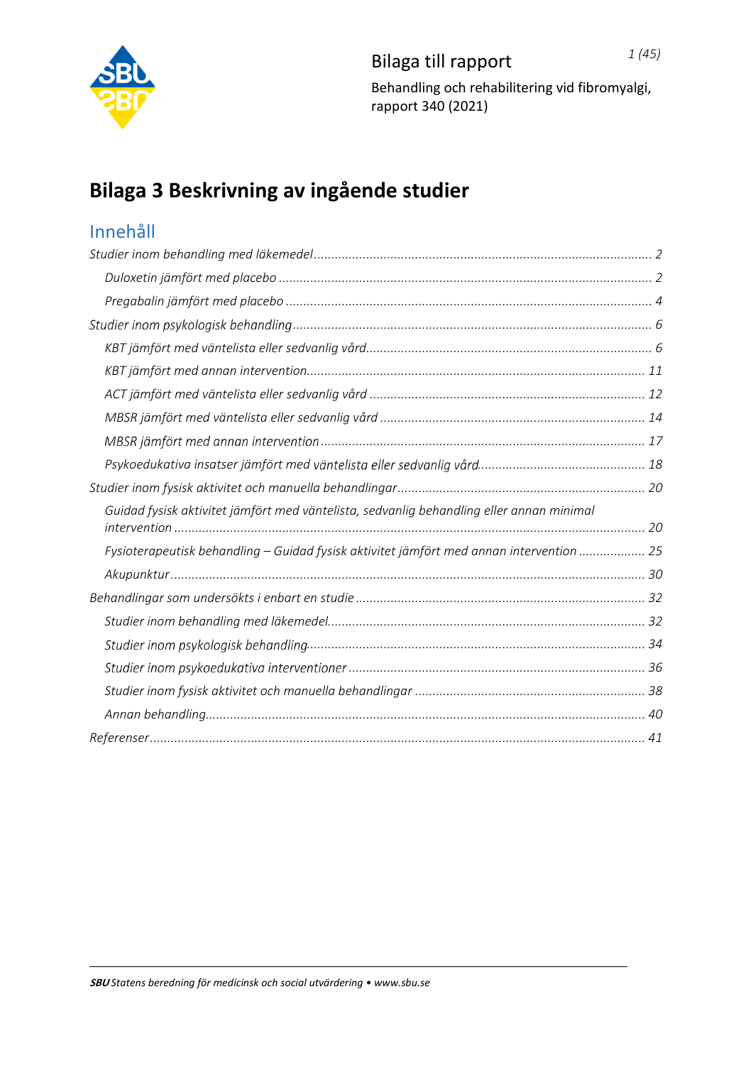Bilaga till rapport

Behandling och rehabilitering vid fibromyalgi, rapport 340 (2021)

# Bilaga 3 Beskrivning av ingående studier

## Innehåll

*Studier inom behandling med läkemedel* ... 2

- *Duloxetin jämfört med placebo* ... 2
- *Pregabalin jämfört med placebo* ... 4

*Studier inom psykologisk behandling* ... 6

- *KBT jämfört med väntelista eller sedvanlig vård* ... 6
- *KBT jämfört med annan intervention* ... 11
- *ACT jämfört med väntelista eller sedvanlig vård* ... 12
- *MBSR jämfört med väntelista eller sedvanlig vård* ... 14
- *MBSR jämfört med annan intervention* ... 17
- *Psykoedukativa insatser jämfört med väntelista eller sedvanlig vård* ... 18

*Studier inom fysisk aktivitet och manuella behandlingar* ... 20

- *Guidad fysisk aktivitet jämfört med väntelista, sedvanlig behandling eller annan minimal intervention* ... 20
- *Fysioterapeutisk behandling – Guidad fysisk aktivitet jämfört med annan intervention* ... 25
- *Akupunktur* ... 30

*Behandlingar som undersökts i enbart en studie* ... 32

- *Studier inom behandling med läkemedel* ... 32
- *Studier inom psykologisk behandling* ... 34
- *Studier inom psykoedukativa interventioner* ... 36
- *Studier inom fysisk aktivitet och manuella behandlingar* ... 38
- *Annan behandling* ... 40

*Referenser* ... 41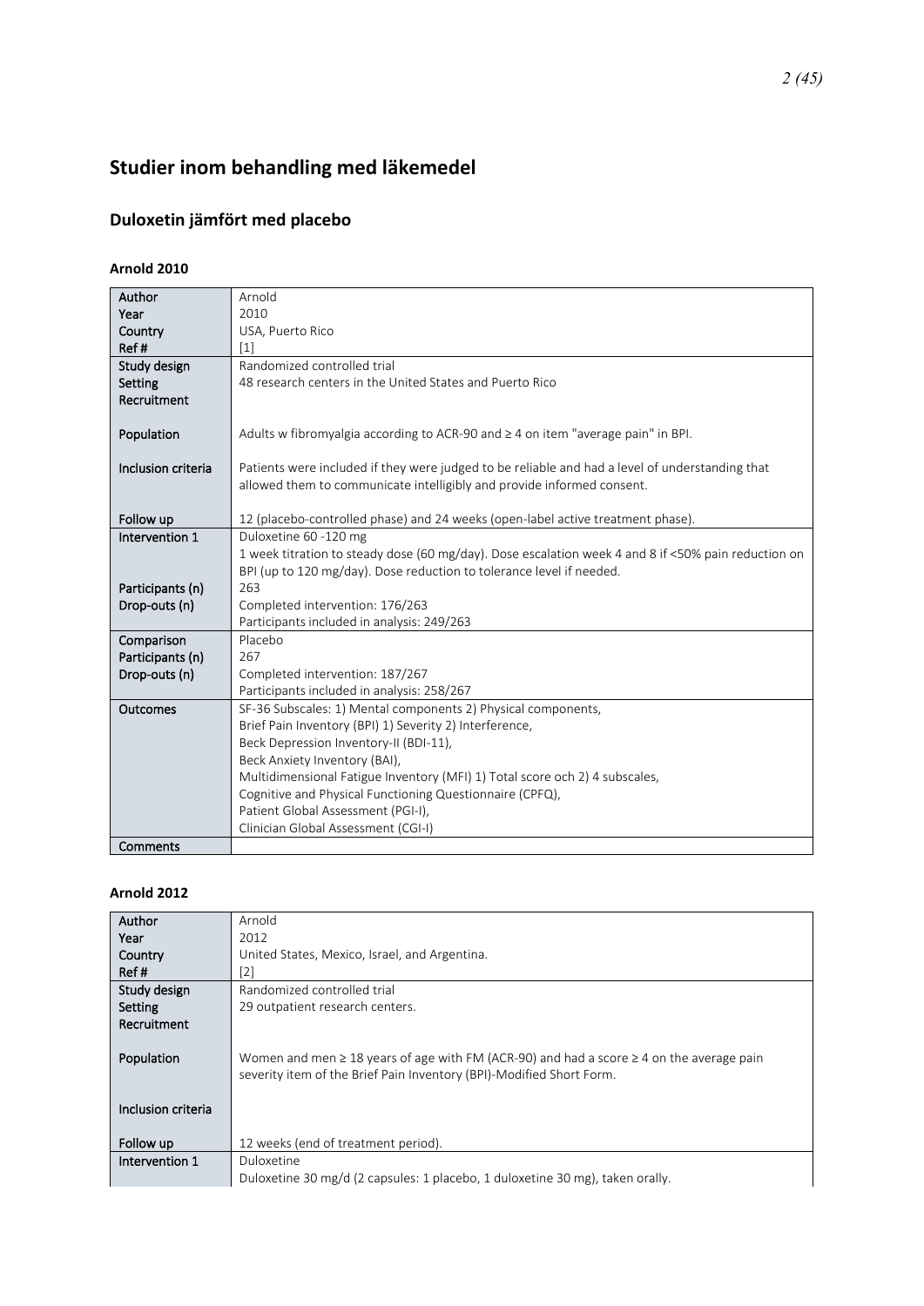# Studier inom behandling med läkemedel

## Duloxetin jämfört med placebo

### Arnold 2010

| | |
|---|---|
| Author | Arnold |
| Year | 2010 |
| Country | USA, Puerto Rico |
| Ref # | [1] |
| Study design | Randomized controlled trial |
| Setting | 48 research centers in the United States and Puerto Rico |
| Recruitment | |
| Population | Adults w fibromyalgia according to ACR-90 and ≥ 4 on item "average pain" in BPI. |
| Inclusion criteria | Patients were included if they were judged to be reliable and had a level of understanding that allowed them to communicate intelligibly and provide informed consent. |
| Follow up | 12 (placebo-controlled phase) and 24 weeks (open-label active treatment phase). |
| Intervention 1 | Duloxetine 60 -120 mg<br>1 week titration to steady dose (60 mg/day). Dose escalation week 4 and 8 if <50% pain reduction on BPI (up to 120 mg/day). Dose reduction to tolerance level if needed. |
| Participants (n) | 263 |
| Drop-outs (n) | Completed intervention: 176/263<br>Participants included in analysis: 249/263 |
| Comparison | Placebo |
| Participants (n) | 267 |
| Drop-outs (n) | Completed intervention: 187/267<br>Participants included in analysis: 258/267 |
| Outcomes | SF-36 Subscales: 1) Mental components 2) Physical components,<br>Brief Pain Inventory (BPI) 1) Severity 2) Interference,<br>Beck Depression Inventory-II (BDI-11),<br>Beck Anxiety Inventory (BAI),<br>Multidimensional Fatigue Inventory (MFI) 1) Total score och 2) 4 subscales,<br>Cognitive and Physical Functioning Questionnaire (CPFQ),<br>Patient Global Assessment (PGI-I),<br>Clinician Global Assessment (CGI-I) |
| Comments | |

### Arnold 2012

| | |
|---|---|
| Author | Arnold |
| Year | 2012 |
| Country | United States, Mexico, Israel, and Argentina. |
| Ref # | [2] |
| Study design | Randomized controlled trial |
| Setting | 29 outpatient research centers. |
| Recruitment | |
| Population | Women and men ≥ 18 years of age with FM (ACR-90) and had a score ≥ 4 on the average pain severity item of the Brief Pain Inventory (BPI)-Modified Short Form. |
| Inclusion criteria | |
| Follow up | 12 weeks (end of treatment period). |
| Intervention 1 | Duloxetine<br>Duloxetine 30 mg/d (2 capsules: 1 placebo, 1 duloxetine 30 mg), taken orally. |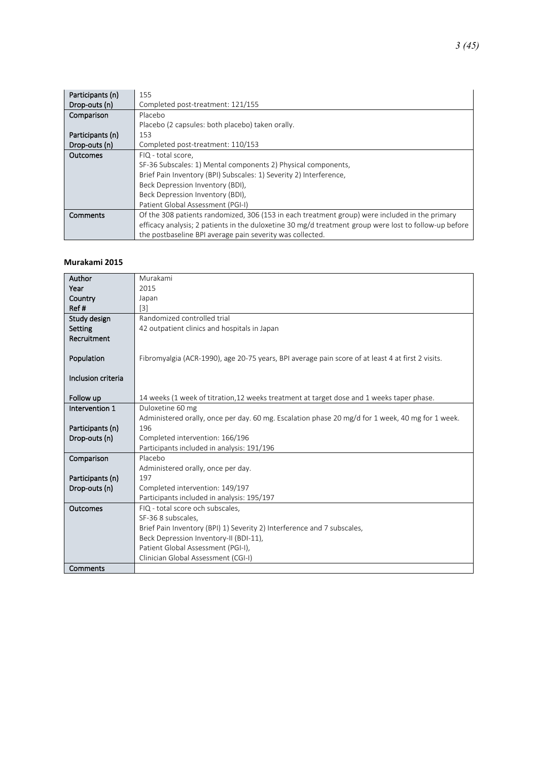| | |
|---|---|
| Participants (n) | 155 |
| Drop-outs (n) | Completed post-treatment: 121/155 |
| Comparison | Placebo<br>Placebo (2 capsules: both placebo) taken orally. |
| Participants (n) | 153 |
| Drop-outs (n) | Completed post-treatment: 110/153 |
| Outcomes | FIQ - total score,<br>SF-36 Subscales: 1) Mental components 2) Physical components,<br>Brief Pain Inventory (BPI) Subscales: 1) Severity 2) Interference,<br>Beck Depression Inventory (BDI),<br>Beck Depression Inventory (BDI),<br>Patient Global Assessment (PGI-I) |
| Comments | Of the 308 patients randomized, 306 (153 in each treatment group) were included in the primary efficacy analysis; 2 patients in the duloxetine 30 mg/d treatment group were lost to follow-up before the postbaseline BPI average pain severity was collected. |

### Murakami 2015

| | |
|---|---|
| Author | Murakami |
| Year | 2015 |
| Country | Japan |
| Ref # | [3] |
| Study design | Randomized controlled trial |
| Setting<br>Recruitment | 42 outpatient clinics and hospitals in Japan |
| Population<br><br>Inclusion criteria | Fibromyalgia (ACR-1990), age 20-75 years, BPI average pain score of at least 4 at first 2 visits. |
| Follow up | 14 weeks (1 week of titration,12 weeks treatment at target dose and 1 weeks taper phase. |
| Intervention 1 | Duloxetine 60 mg<br>Administered orally, once per day. 60 mg. Escalation phase 20 mg/d for 1 week, 40 mg for 1 week. |
| Participants (n) | 196 |
| Drop-outs (n) | Completed intervention: 166/196<br>Participants included in analysis: 191/196 |
| Comparison | Placebo<br>Administered orally, once per day. |
| Participants (n) | 197 |
| Drop-outs (n) | Completed intervention: 149/197<br>Participants included in analysis: 195/197 |
| Outcomes | FIQ - total score och subscales,<br>SF-36 8 subscales,<br>Brief Pain Inventory (BPI) 1) Severity 2) Interference and 7 subscales,<br>Beck Depression Inventory-II (BDI-11),<br>Patient Global Assessment (PGI-I),<br>Clinician Global Assessment (CGI-I) |
| Comments | |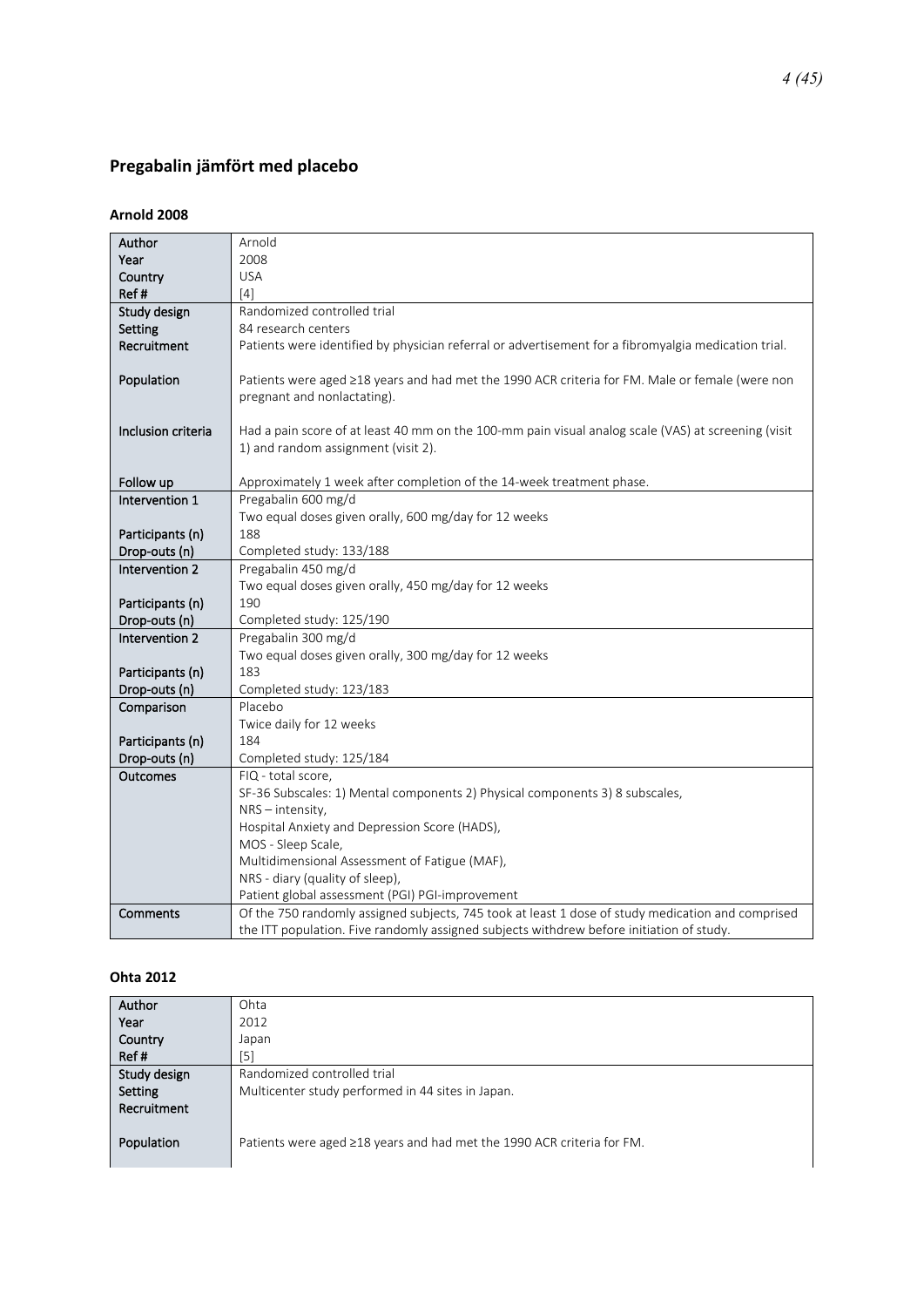## Pregabalin jämfört med placebo

### Arnold 2008

| | |
|---|---|
| **Author** | Arnold |
| **Year** | 2008 |
| **Country** | USA |
| **Ref #** | [4] |
| **Study design** | Randomized controlled trial |
| **Setting** | 84 research centers |
| **Recruitment** | Patients were identified by physician referral or advertisement for a fibromyalgia medication trial. |
| **Population** | Patients were aged ≥18 years and had met the 1990 ACR criteria for FM. Male or female (were non pregnant and nonlactating). |
| **Inclusion criteria** | Had a pain score of at least 40 mm on the 100-mm pain visual analog scale (VAS) at screening (visit 1) and random assignment (visit 2). |
| **Follow up** | Approximately 1 week after completion of the 14-week treatment phase. |
| **Intervention 1** | Pregabalin 600 mg/d<br>Two equal doses given orally, 600 mg/day for 12 weeks |
| **Participants (n)** | 188 |
| **Drop-outs (n)** | Completed study: 133/188 |
| **Intervention 2** | Pregabalin 450 mg/d<br>Two equal doses given orally, 450 mg/day for 12 weeks |
| **Participants (n)** | 190 |
| **Drop-outs (n)** | Completed study: 125/190 |
| **Intervention 2** | Pregabalin 300 mg/d<br>Two equal doses given orally, 300 mg/day for 12 weeks |
| **Participants (n)** | 183 |
| **Drop-outs (n)** | Completed study: 123/183 |
| **Comparison** | Placebo<br>Twice daily for 12 weeks |
| **Participants (n)** | 184 |
| **Drop-outs (n)** | Completed study: 125/184 |
| **Outcomes** | FIQ - total score,<br>SF-36 Subscales: 1) Mental components 2) Physical components 3) 8 subscales,<br>NRS – intensity,<br>Hospital Anxiety and Depression Score (HADS),<br>MOS - Sleep Scale,<br>Multidimensional Assessment of Fatigue (MAF),<br>NRS - diary (quality of sleep),<br>Patient global assessment (PGI) PGI-improvement |
| **Comments** | Of the 750 randomly assigned subjects, 745 took at least 1 dose of study medication and comprised the ITT population. Five randomly assigned subjects withdrew before initiation of study. |

### Ohta 2012

| | |
|---|---|
| **Author** | Ohta |
| **Year** | 2012 |
| **Country** | Japan |
| **Ref #** | [5] |
| **Study design** | Randomized controlled trial |
| **Setting** | Multicenter study performed in 44 sites in Japan. |
| **Recruitment** | |
| **Population** | Patients were aged ≥18 years and had met the 1990 ACR criteria for FM. |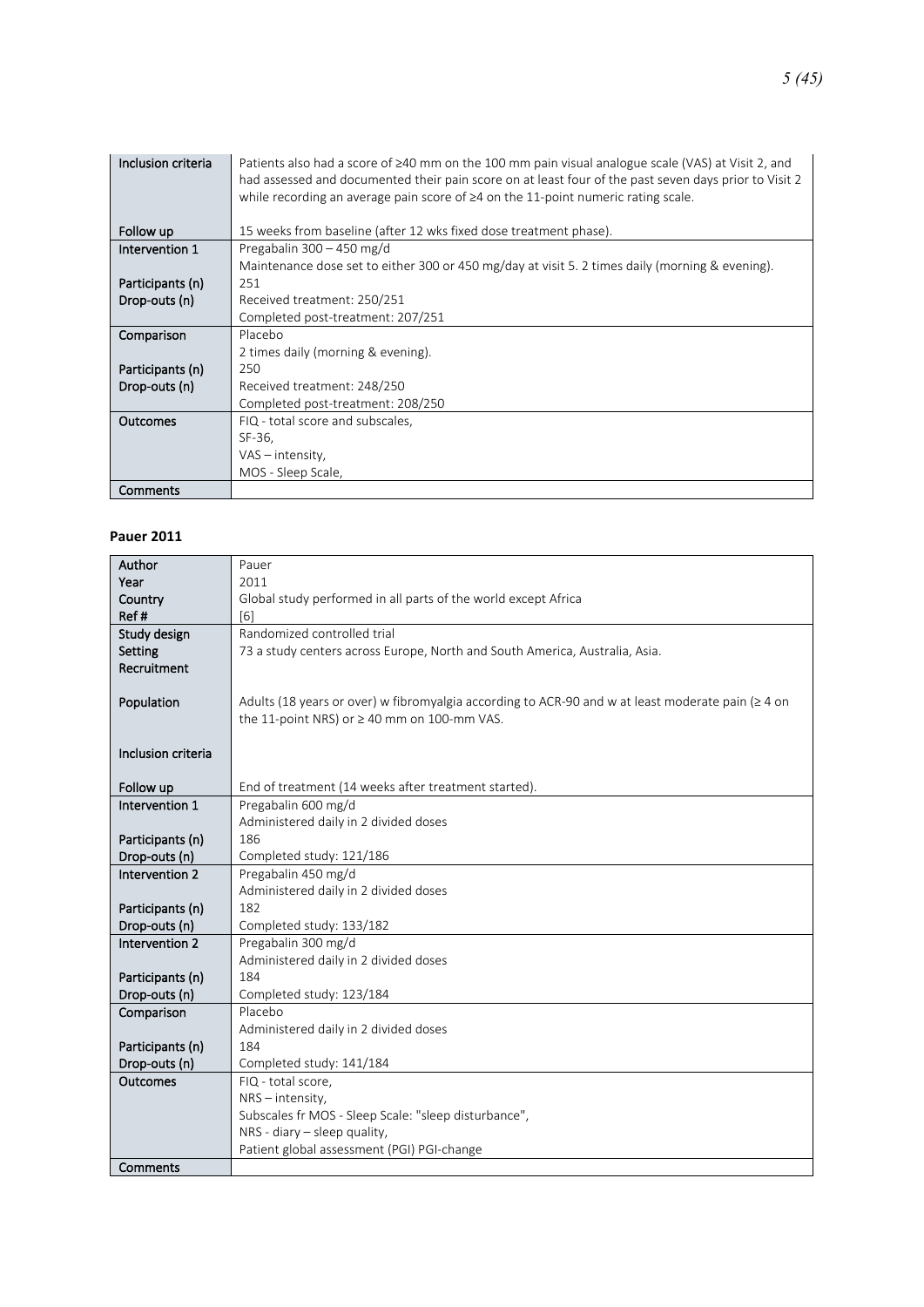| Inclusion criteria | Patients also had a score of ≥40 mm on the 100 mm pain visual analogue scale (VAS) at Visit 2, and had assessed and documented their pain score on at least four of the past seven days prior to Visit 2 while recording an average pain score of ≥4 on the 11-point numeric rating scale. |
|---|---|
| Follow up | 15 weeks from baseline (after 12 wks fixed dose treatment phase). |
| Intervention 1 | Pregabalin 300 – 450 mg/d<br>Maintenance dose set to either 300 or 450 mg/day at visit 5. 2 times daily (morning & evening). |
| Participants (n) | 251 |
| Drop-outs (n) | Received treatment: 250/251<br>Completed post-treatment: 207/251 |
| Comparison | Placebo<br>2 times daily (morning & evening). |
| Participants (n) | 250 |
| Drop-outs (n) | Received treatment: 248/250<br>Completed post-treatment: 208/250 |
| Outcomes | FIQ - total score and subscales,<br>SF-36,<br>VAS – intensity,<br>MOS - Sleep Scale, |
| Comments | |

**Pauer 2011**

| Author | Pauer |
|---|---|
| Year | 2011 |
| Country | Global study performed in all parts of the world except Africa |
| Ref # | [6] |
| Study design | Randomized controlled trial |
| Setting | 73 a study centers across Europe, North and South America, Australia, Asia. |
| Recruitment | |
| Population | Adults (18 years or over) w fibromyalgia according to ACR-90 and w at least moderate pain (≥ 4 on the 11-point NRS) or ≥ 40 mm on 100-mm VAS. |
| Inclusion criteria | |
| Follow up | End of treatment (14 weeks after treatment started). |
| Intervention 1 | Pregabalin 600 mg/d<br>Administered daily in 2 divided doses |
| Participants (n) | 186 |
| Drop-outs (n) | Completed study: 121/186 |
| Intervention 2 | Pregabalin 450 mg/d<br>Administered daily in 2 divided doses |
| Participants (n) | 182 |
| Drop-outs (n) | Completed study: 133/182 |
| Intervention 2 | Pregabalin 300 mg/d<br>Administered daily in 2 divided doses |
| Participants (n) | 184 |
| Drop-outs (n) | Completed study: 123/184 |
| Comparison | Placebo<br>Administered daily in 2 divided doses |
| Participants (n) | 184 |
| Drop-outs (n) | Completed study: 141/184 |
| Outcomes | FIQ - total score,<br>NRS – intensity,<br>Subscales fr MOS - Sleep Scale: "sleep disturbance",<br>NRS - diary – sleep quality,<br>Patient global assessment (PGI) PGI-change |
| Comments | |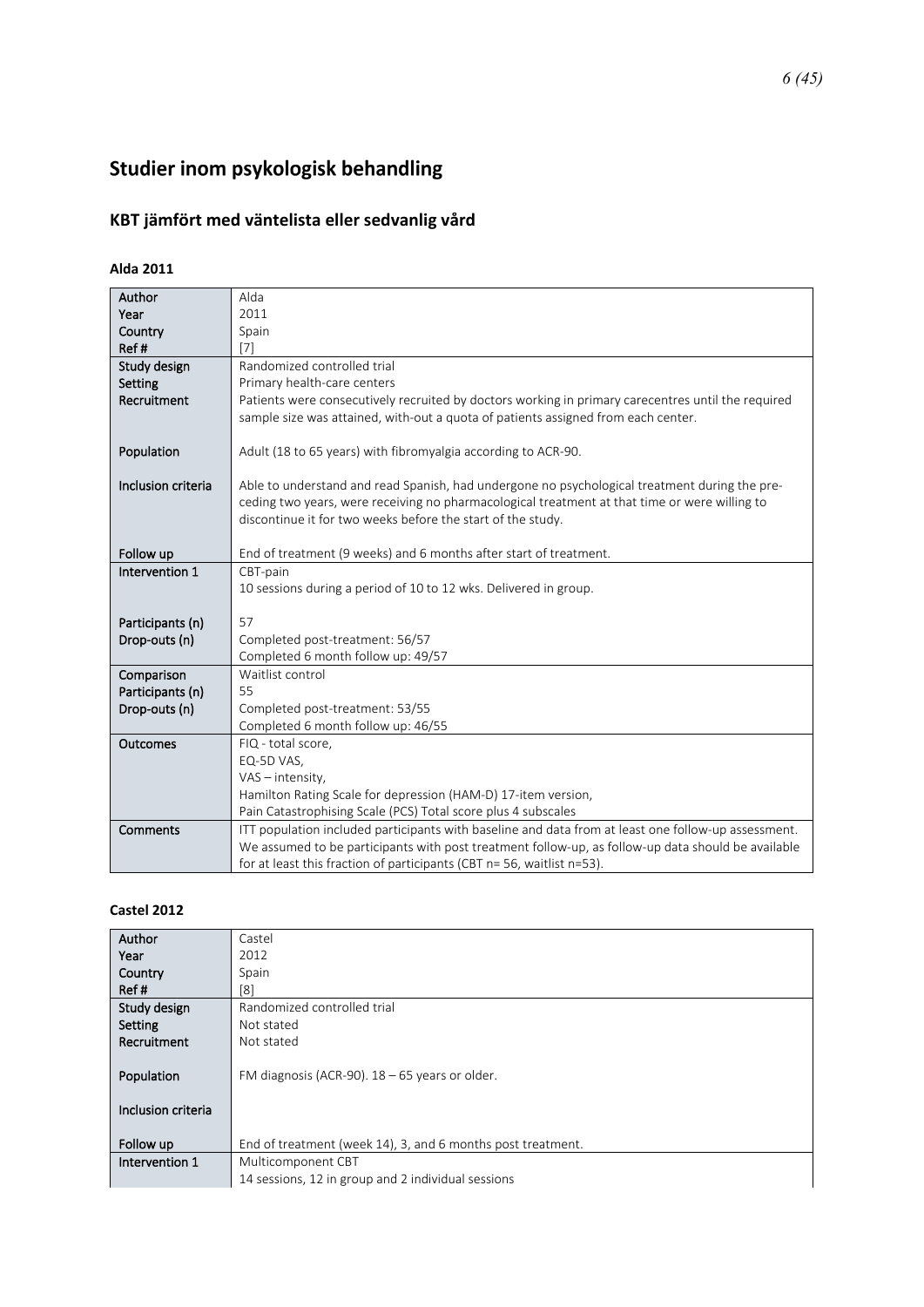# Studier inom psykologisk behandling

## KBT jämfört med väntelista eller sedvanlig vård

### Alda 2011

| | |
|---|---|
| Author | Alda |
| Year | 2011 |
| Country | Spain |
| Ref # | [7] |
| Study design | Randomized controlled trial |
| Setting | Primary health-care centers |
| Recruitment | Patients were consecutively recruited by doctors working in primary carecentres until the required sample size was attained, with-out a quota of patients assigned from each center. |
| Population | Adult (18 to 65 years) with fibromyalgia according to ACR-90. |
| Inclusion criteria | Able to understand and read Spanish, had undergone no psychological treatment during the pre-ceding two years, were receiving no pharmacological treatment at that time or were willing to discontinue it for two weeks before the start of the study. |
| Follow up | End of treatment (9 weeks) and 6 months after start of treatment. |
| Intervention 1 | CBT-pain<br>10 sessions during a period of 10 to 12 wks. Delivered in group. |
| Participants (n) | 57 |
| Drop-outs (n) | Completed post-treatment: 56/57<br>Completed 6 month follow up: 49/57 |
| Comparison | Waitlist control |
| Participants (n) | 55 |
| Drop-outs (n) | Completed post-treatment: 53/55<br>Completed 6 month follow up: 46/55 |
| Outcomes | FIQ - total score,<br>EQ-5D VAS,<br>VAS – intensity,<br>Hamilton Rating Scale for depression (HAM-D) 17-item version,<br>Pain Catastrophising Scale (PCS) Total score plus 4 subscales |
| Comments | ITT population included participants with baseline and data from at least one follow-up assessment. We assumed to be participants with post treatment follow-up, as follow-up data should be available for at least this fraction of participants (CBT n= 56, waitlist n=53). |

### Castel 2012

| | |
|---|---|
| Author | Castel |
| Year | 2012 |
| Country | Spain |
| Ref # | [8] |
| Study design | Randomized controlled trial |
| Setting | Not stated |
| Recruitment | Not stated |
| Population | FM diagnosis (ACR-90). 18 – 65 years or older. |
| Inclusion criteria | |
| Follow up | End of treatment (week 14), 3, and 6 months post treatment. |
| Intervention 1 | Multicomponent CBT<br>14 sessions, 12 in group and 2 individual sessions |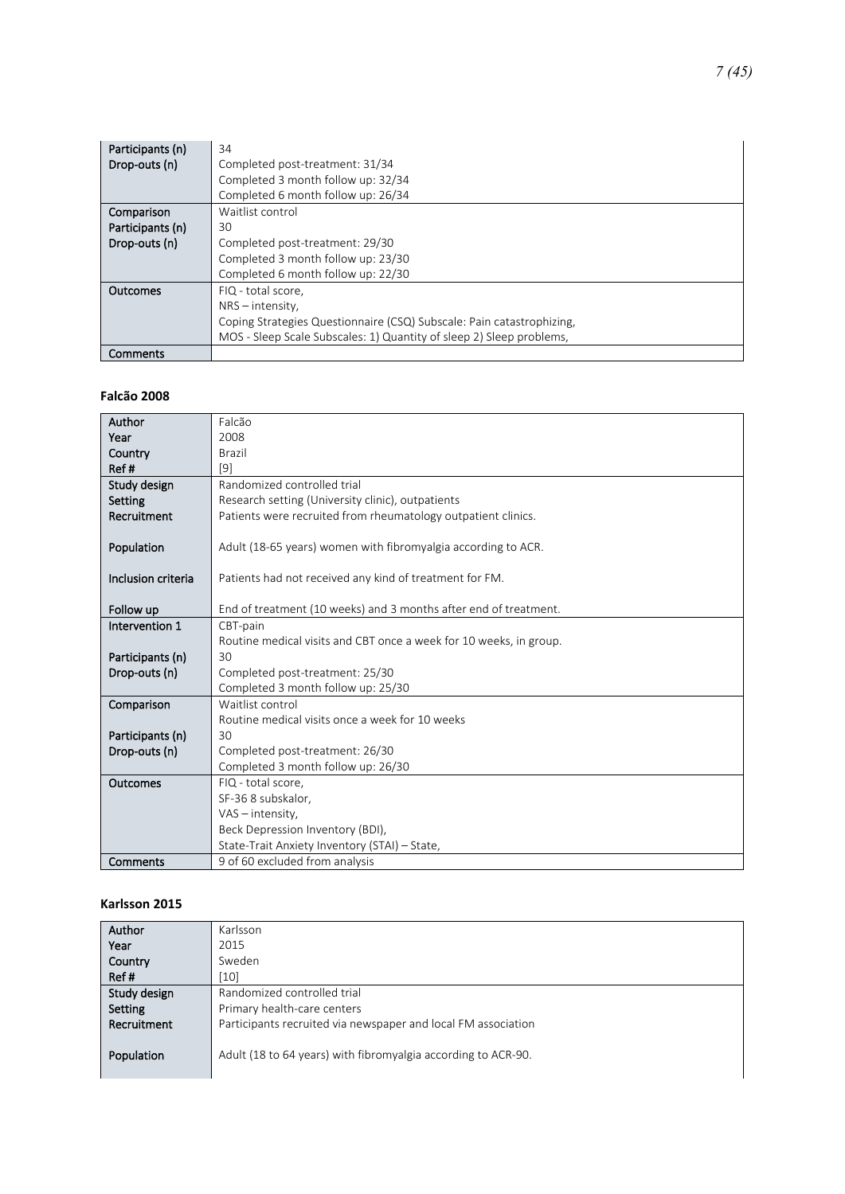| | |
|---|---|
| Participants (n)<br>Drop-outs (n) | 34<br>Completed post-treatment: 31/34<br>Completed 3 month follow up: 32/34<br>Completed 6 month follow up: 26/34 |
| Comparison<br>Participants (n)<br>Drop-outs (n) | Waitlist control<br>30<br>Completed post-treatment: 29/30<br>Completed 3 month follow up: 23/30<br>Completed 6 month follow up: 22/30 |
| Outcomes | FIQ - total score,<br>NRS – intensity,<br>Coping Strategies Questionnaire (CSQ) Subscale: Pain catastrophizing,<br>MOS - Sleep Scale Subscales: 1) Quantity of sleep 2) Sleep problems, |
| Comments | |

**Falcão 2008**

| | |
|---|---|
| Author<br>Year<br>Country<br>Ref # | Falcão<br>2008<br>Brazil<br>[9] |
| Study design<br>Setting<br>Recruitment<br><br>Population<br><br>Inclusion criteria<br><br>Follow up | Randomized controlled trial<br>Research setting (University clinic), outpatients<br>Patients were recruited from rheumatology outpatient clinics.<br><br>Adult (18-65 years) women with fibromyalgia according to ACR.<br><br>Patients had not received any kind of treatment for FM.<br><br>End of treatment (10 weeks) and 3 months after end of treatment. |
| Intervention 1<br><br>Participants (n)<br>Drop-outs (n) | CBT-pain<br>Routine medical visits and CBT once a week for 10 weeks, in group.<br>30<br>Completed post-treatment: 25/30<br>Completed 3 month follow up: 25/30 |
| Comparison<br><br>Participants (n)<br>Drop-outs (n) | Waitlist control<br>Routine medical visits once a week for 10 weeks<br>30<br>Completed post-treatment: 26/30<br>Completed 3 month follow up: 26/30 |
| Outcomes | FIQ - total score,<br>SF-36 8 subskalor,<br>VAS – intensity,<br>Beck Depression Inventory (BDI),<br>State-Trait Anxiety Inventory (STAI) – State, |
| Comments | 9 of 60 excluded from analysis |

**Karlsson 2015**

| | |
|---|---|
| Author<br>Year<br>Country<br>Ref # | Karlsson<br>2015<br>Sweden<br>[10] |
| Study design<br>Setting<br>Recruitment<br><br>Population | Randomized controlled trial<br>Primary health-care centers<br>Participants recruited via newspaper and local FM association<br><br>Adult (18 to 64 years) with fibromyalgia according to ACR-90. |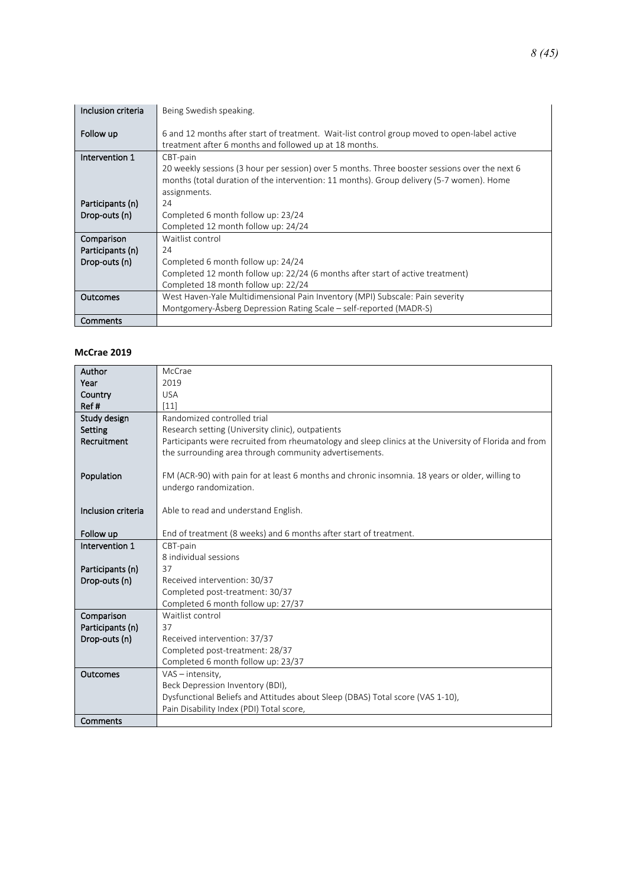| | |
|---|---|
| Inclusion criteria | Being Swedish speaking. |
| Follow up | 6 and 12 months after start of treatment. Wait-list control group moved to open-label active treatment after 6 months and followed up at 18 months. |
| Intervention 1 | CBT-pain<br>20 weekly sessions (3 hour per session) over 5 months. Three booster sessions over the next 6 months (total duration of the intervention: 11 months). Group delivery (5-7 women). Home assignments. |
| Participants (n) | 24 |
| Drop-outs (n) | Completed 6 month follow up: 23/24<br>Completed 12 month follow up: 24/24 |
| Comparison | Waitlist control |
| Participants (n) | 24 |
| Drop-outs (n) | Completed 6 month follow up: 24/24<br>Completed 12 month follow up: 22/24 (6 months after start of active treatment)<br>Completed 18 month follow up: 22/24 |
| Outcomes | West Haven-Yale Multidimensional Pain Inventory (MPI) Subscale: Pain severity<br>Montgomery-Åsberg Depression Rating Scale – self-reported (MADR-S) |
| Comments | |

### McCrae 2019

| | |
|---|---|
| Author | McCrae |
| Year | 2019 |
| Country | USA |
| Ref # | [11] |
| Study design | Randomized controlled trial |
| Setting | Research setting (University clinic), outpatients |
| Recruitment | Participants were recruited from rheumatology and sleep clinics at the University of Florida and from the surrounding area through community advertisements. |
| Population | FM (ACR-90) with pain for at least 6 months and chronic insomnia. 18 years or older, willing to undergo randomization. |
| Inclusion criteria | Able to read and understand English. |
| Follow up | End of treatment (8 weeks) and 6 months after start of treatment. |
| Intervention 1 | CBT-pain<br>8 individual sessions |
| Participants (n) | 37 |
| Drop-outs (n) | Received intervention: 30/37<br>Completed post-treatment: 30/37<br>Completed 6 month follow up: 27/37 |
| Comparison | Waitlist control |
| Participants (n) | 37 |
| Drop-outs (n) | Received intervention: 37/37<br>Completed post-treatment: 28/37<br>Completed 6 month follow up: 23/37 |
| Outcomes | VAS – intensity,<br>Beck Depression Inventory (BDI),<br>Dysfunctional Beliefs and Attitudes about Sleep (DBAS) Total score (VAS 1-10),<br>Pain Disability Index (PDI) Total score, |
| Comments | |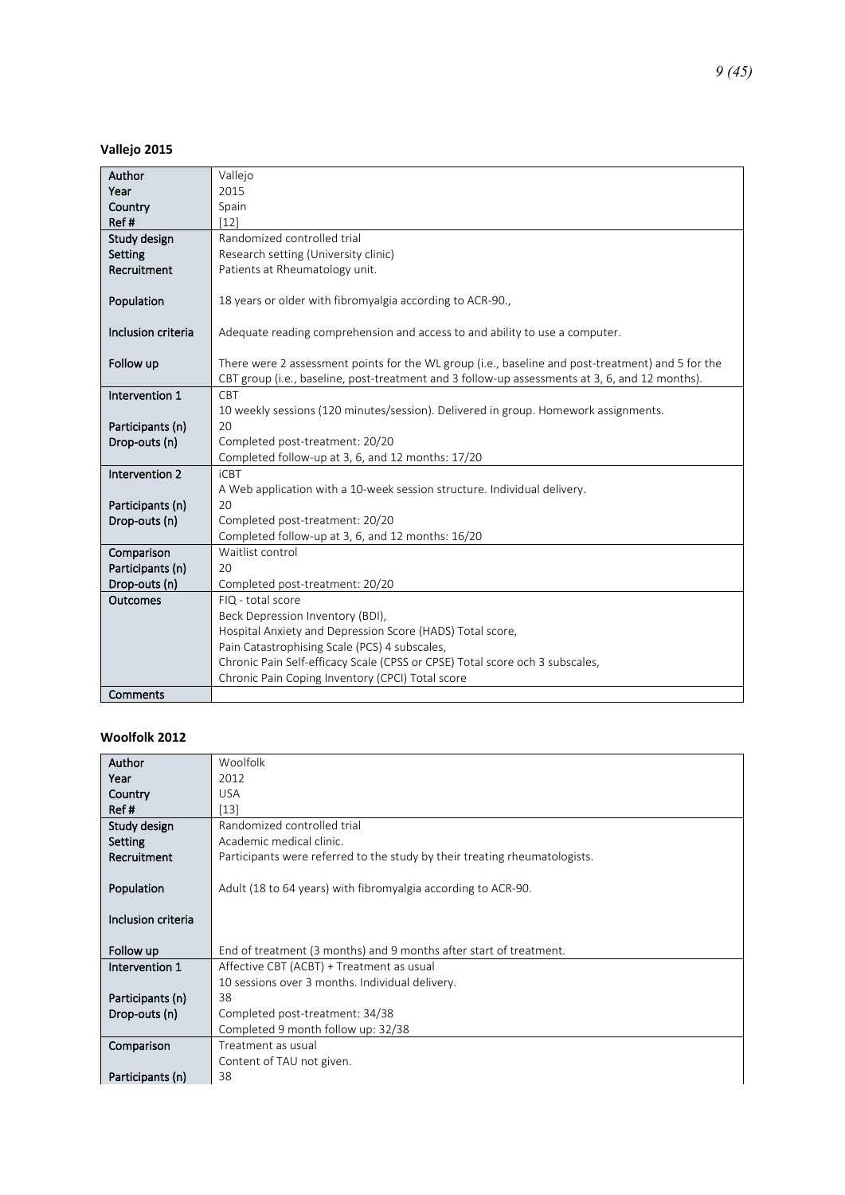### Vallejo 2015

| | |
|---|---|
| Author<br>Year<br>Country<br>Ref # | Vallejo<br>2015<br>Spain<br>[12] |
| Study design<br>Setting<br>Recruitment<br><br>Population<br><br>Inclusion criteria<br><br>Follow up | Randomized controlled trial<br>Research setting (University clinic)<br>Patients at Rheumatology unit.<br><br>18 years or older with fibromyalgia according to ACR-90.,<br><br>Adequate reading comprehension and access to and ability to use a computer.<br><br>There were 2 assessment points for the WL group (i.e., baseline and post-treatment) and 5 for the CBT group (i.e., baseline, post-treatment and 3 follow-up assessments at 3, 6, and 12 months). |
| Intervention 1<br><br>Participants (n)<br>Drop-outs (n) | CBT<br>10 weekly sessions (120 minutes/session). Delivered in group. Homework assignments.<br>20<br>Completed post-treatment: 20/20<br>Completed follow-up at 3, 6, and 12 months: 17/20 |
| Intervention 2<br><br>Participants (n)<br>Drop-outs (n) | iCBT<br>A Web application with a 10-week session structure. Individual delivery.<br>20<br>Completed post-treatment: 20/20<br>Completed follow-up at 3, 6, and 12 months: 16/20 |
| Comparison<br>Participants (n)<br>Drop-outs (n) | Waitlist control<br>20<br>Completed post-treatment: 20/20 |
| Outcomes | FIQ - total score<br>Beck Depression Inventory (BDI),<br>Hospital Anxiety and Depression Score (HADS) Total score,<br>Pain Catastrophising Scale (PCS) 4 subscales,<br>Chronic Pain Self-efficacy Scale (CPSS or CPSE) Total score och 3 subscales,<br>Chronic Pain Coping Inventory (CPCI) Total score |
| Comments | |

### Woolfolk 2012

| | |
|---|---|
| Author<br>Year<br>Country<br>Ref # | Woolfolk<br>2012<br>USA<br>[13] |
| Study design<br>Setting<br>Recruitment<br><br>Population<br><br>Inclusion criteria<br><br>Follow up | Randomized controlled trial<br>Academic medical clinic.<br>Participants were referred to the study by their treating rheumatologists.<br><br>Adult (18 to 64 years) with fibromyalgia according to ACR-90.<br><br><br><br>End of treatment (3 months) and 9 months after start of treatment. |
| Intervention 1<br><br>Participants (n)<br>Drop-outs (n) | Affective CBT (ACBT) + Treatment as usual<br>10 sessions over 3 months. Individual delivery.<br>38<br>Completed post-treatment: 34/38<br>Completed 9 month follow up: 32/38 |
| Comparison<br><br>Participants (n) | Treatment as usual<br>Content of TAU not given.<br>38 |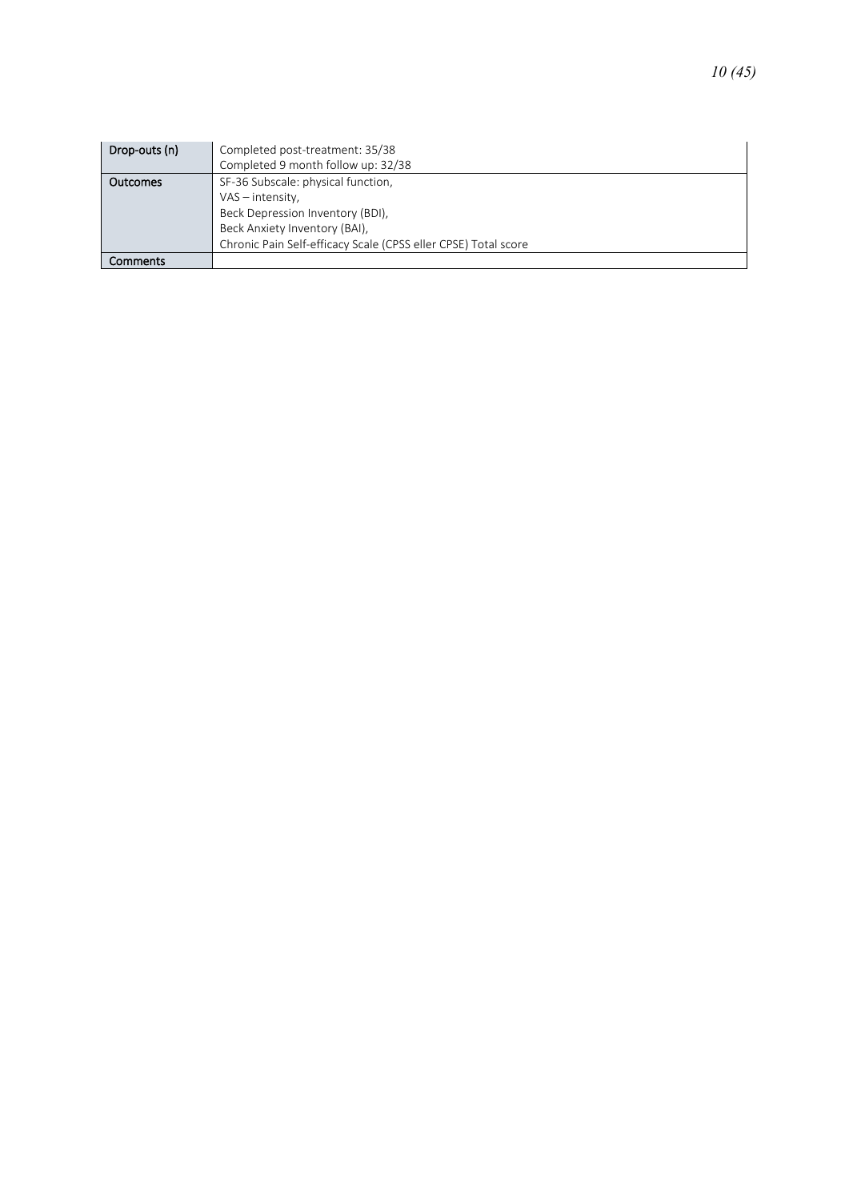| Drop-outs (n) | Completed post-treatment: 35/38<br>Completed 9 month follow up: 32/38 |
| --- | --- |
| Outcomes | SF-36 Subscale: physical function,<br>VAS – intensity,<br>Beck Depression Inventory (BDI),<br>Beck Anxiety Inventory (BAI),<br>Chronic Pain Self-efficacy Scale (CPSS eller CPSE) Total score |
| Comments | |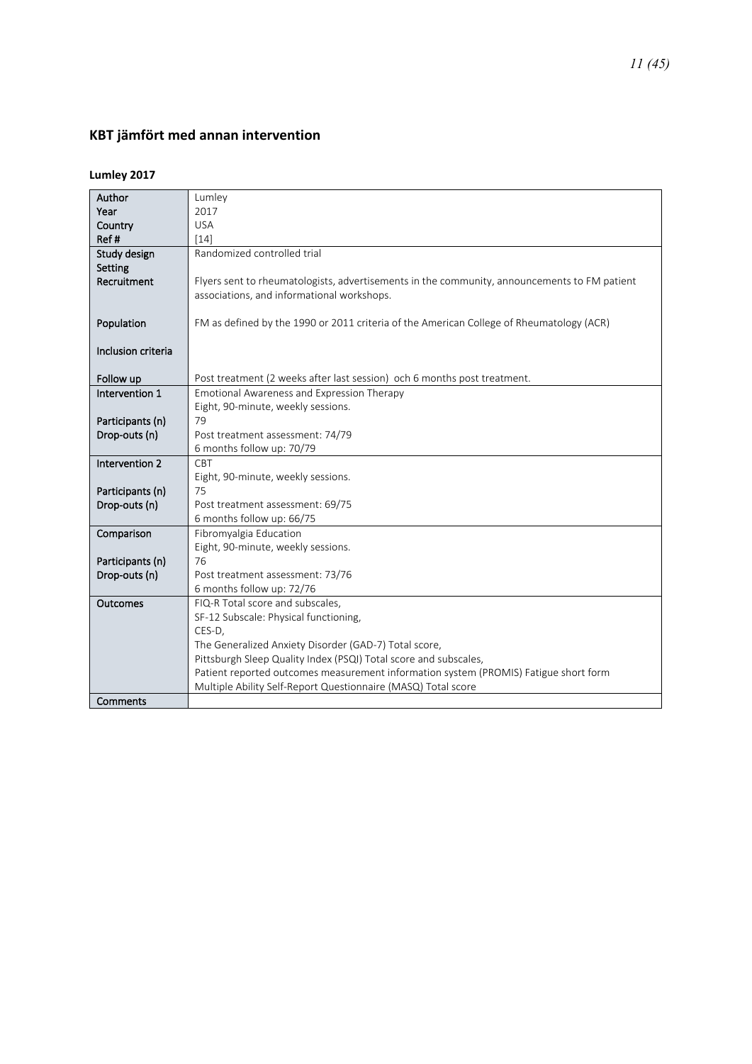## KBT jämfört med annan intervention

### Lumley 2017

| | |
|---|---|
| Author<br>Year<br>Country<br>Ref # | Lumley<br>2017<br>USA<br>[14] |
| Study design<br>Setting<br>Recruitment<br><br>Population<br><br>Inclusion criteria<br><br>Follow up | Randomized controlled trial<br><br>Flyers sent to rheumatologists, advertisements in the community, announcements to FM patient associations, and informational workshops.<br><br>FM as defined by the 1990 or 2011 criteria of the American College of Rheumatology (ACR)<br><br><br><br>Post treatment (2 weeks after last session) och 6 months post treatment. |
| Intervention 1<br><br>Participants (n)<br>Drop-outs (n) | Emotional Awareness and Expression Therapy<br>Eight, 90-minute, weekly sessions.<br>79<br>Post treatment assessment: 74/79<br>6 months follow up: 70/79 |
| Intervention 2<br><br>Participants (n)<br>Drop-outs (n) | CBT<br>Eight, 90-minute, weekly sessions.<br>75<br>Post treatment assessment: 69/75<br>6 months follow up: 66/75 |
| Comparison<br><br>Participants (n)<br>Drop-outs (n) | Fibromyalgia Education<br>Eight, 90-minute, weekly sessions.<br>76<br>Post treatment assessment: 73/76<br>6 months follow up: 72/76 |
| Outcomes | FIQ-R Total score and subscales,<br>SF-12 Subscale: Physical functioning,<br>CES-D,<br>The Generalized Anxiety Disorder (GAD-7) Total score,<br>Pittsburgh Sleep Quality Index (PSQI) Total score and subscales,<br>Patient reported outcomes measurement information system (PROMIS) Fatigue short form<br>Multiple Ability Self-Report Questionnaire (MASQ) Total score |
| Comments | |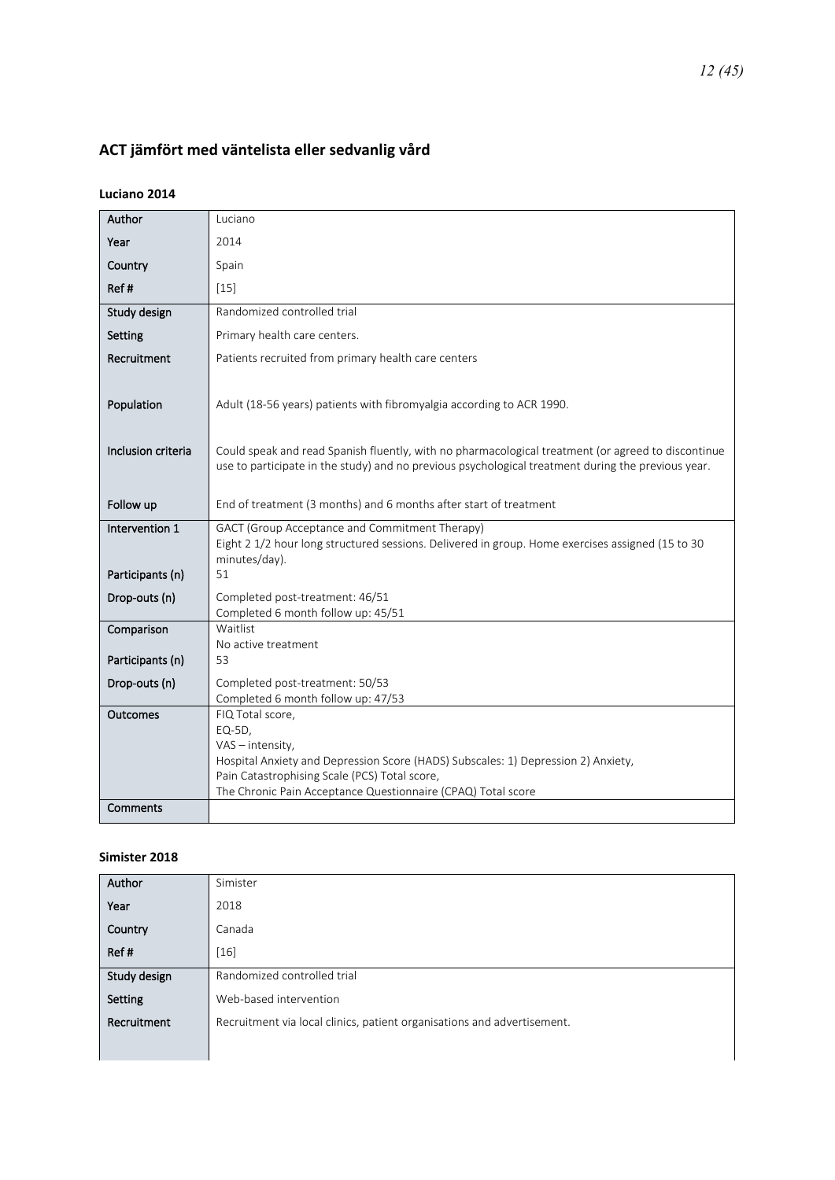## ACT jämfört med väntelista eller sedvanlig vård

### Luciano 2014

| | |
|---|---|
| Author | Luciano |
| Year | 2014 |
| Country | Spain |
| Ref # | [15] |
| Study design | Randomized controlled trial |
| Setting | Primary health care centers. |
| Recruitment | Patients recruited from primary health care centers |
| Population | Adult (18-56 years) patients with fibromyalgia according to ACR 1990. |
| Inclusion criteria | Could speak and read Spanish fluently, with no pharmacological treatment (or agreed to discontinue use to participate in the study) and no previous psychological treatment during the previous year. |
| Follow up | End of treatment (3 months) and 6 months after start of treatment |
| Intervention 1 | GACT (Group Acceptance and Commitment Therapy)<br>Eight 2 1/2 hour long structured sessions. Delivered in group. Home exercises assigned (15 to 30 minutes/day). |
| Participants (n) | 51 |
| Drop-outs (n) | Completed post-treatment: 46/51<br>Completed 6 month follow up: 45/51 |
| Comparison | Waitlist<br>No active treatment |
| Participants (n) | 53 |
| Drop-outs (n) | Completed post-treatment: 50/53<br>Completed 6 month follow up: 47/53 |
| Outcomes | FIQ Total score,<br>EQ-5D,<br>VAS – intensity,<br>Hospital Anxiety and Depression Score (HADS) Subscales: 1) Depression 2) Anxiety,<br>Pain Catastrophising Scale (PCS) Total score,<br>The Chronic Pain Acceptance Questionnaire (CPAQ) Total score |
| Comments | |

### Simister 2018

| | |
|---|---|
| Author | Simister |
| Year | 2018 |
| Country | Canada |
| Ref # | [16] |
| Study design | Randomized controlled trial |
| Setting | Web-based intervention |
| Recruitment | Recruitment via local clinics, patient organisations and advertisement. |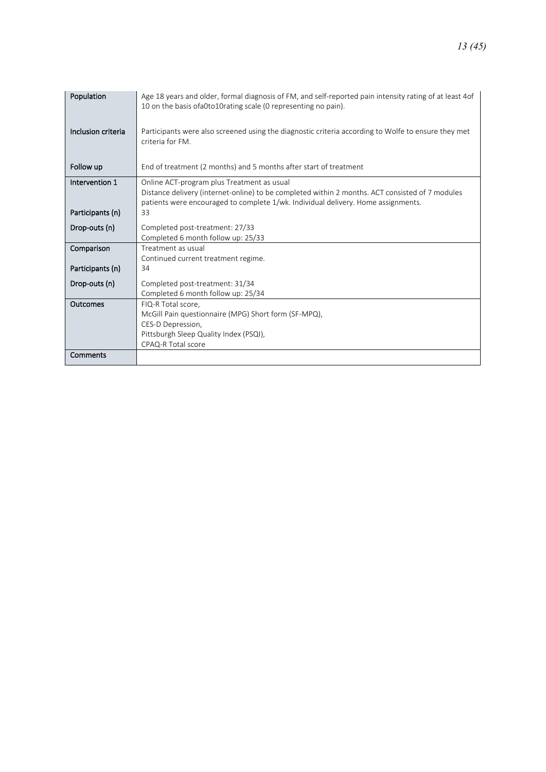| Population | Age 18 years and older, formal diagnosis of FM, and self-reported pain intensity rating of at least 4of 10 on the basis ofa0to10rating scale (0 representing no pain). |
|---|---|
| Inclusion criteria | Participants were also screened using the diagnostic criteria according to Wolfe to ensure they met criteria for FM. |
| Follow up | End of treatment (2 months) and 5 months after start of treatment |
| Intervention 1 | Online ACT-program plus Treatment as usual<br>Distance delivery (internet-online) to be completed within 2 months. ACT consisted of 7 modules patients were encouraged to complete 1/wk. Individual delivery. Home assignments. |
| Participants (n) | 33 |
| Drop-outs (n) | Completed post-treatment: 27/33<br>Completed 6 month follow up: 25/33 |
| Comparison | Treatment as usual<br>Continued current treatment regime. |
| Participants (n) | 34 |
| Drop-outs (n) | Completed post-treatment: 31/34<br>Completed 6 month follow up: 25/34 |
| Outcomes | FIQ-R Total score,<br>McGill Pain questionnaire (MPG) Short form (SF-MPQ),<br>CES-D Depression,<br>Pittsburgh Sleep Quality Index (PSQI),<br>CPAQ-R Total score |
| Comments | |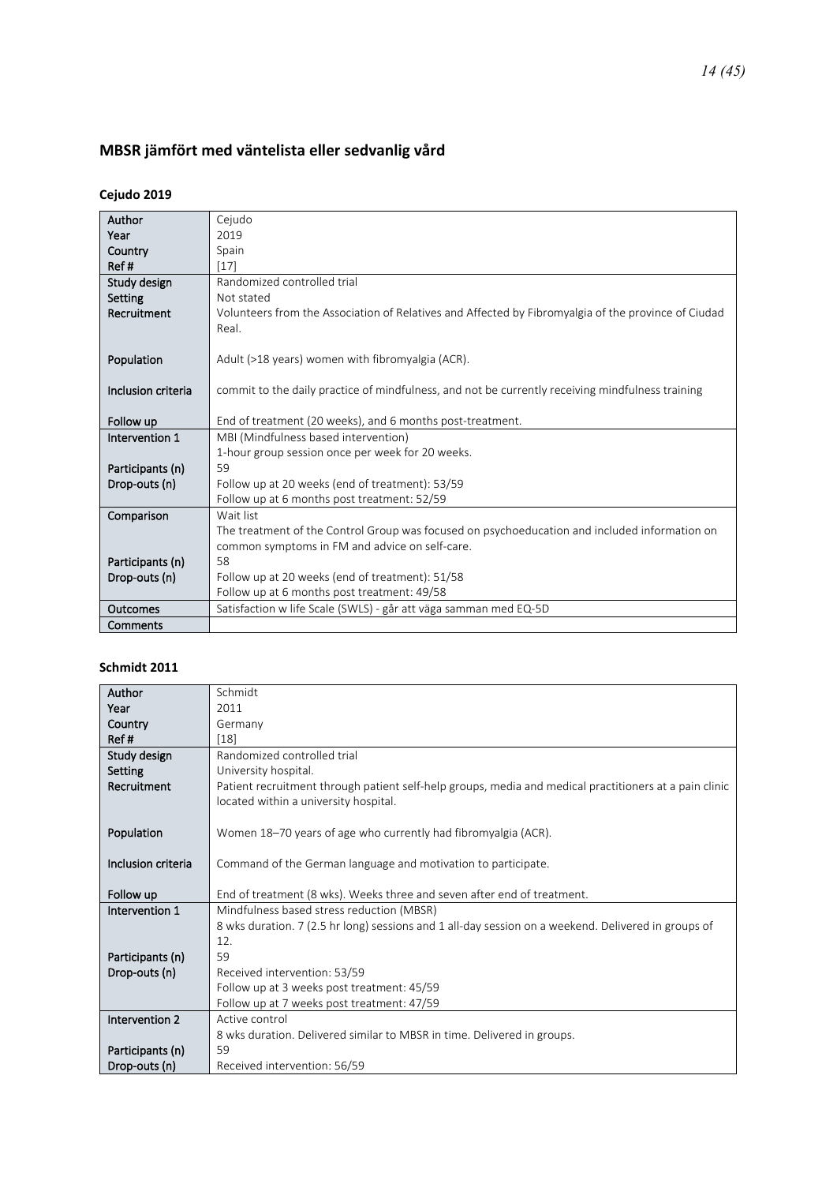## MBSR jämfört med väntelista eller sedvanlig vård

### Cejudo 2019

| | |
|---|---|
| Author | Cejudo |
| Year | 2019 |
| Country | Spain |
| Ref # | [17] |
| Study design | Randomized controlled trial |
| Setting | Not stated |
| Recruitment | Volunteers from the Association of Relatives and Affected by Fibromyalgia of the province of Ciudad Real. |
| Population | Adult (>18 years) women with fibromyalgia (ACR). |
| Inclusion criteria | commit to the daily practice of mindfulness, and not be currently receiving mindfulness training |
| Follow up | End of treatment (20 weeks), and 6 months post-treatment. |
| Intervention 1 | MBI (Mindfulness based intervention)<br>1-hour group session once per week for 20 weeks. |
| Participants (n) | 59 |
| Drop-outs (n) | Follow up at 20 weeks (end of treatment): 53/59<br>Follow up at 6 months post treatment: 52/59 |
| Comparison | Wait list<br>The treatment of the Control Group was focused on psychoeducation and included information on common symptoms in FM and advice on self-care. |
| Participants (n) | 58 |
| Drop-outs (n) | Follow up at 20 weeks (end of treatment): 51/58<br>Follow up at 6 months post treatment: 49/58 |
| Outcomes | Satisfaction w life Scale (SWLS) - går att väga samman med EQ-5D |
| Comments | |

### Schmidt 2011

| | |
|---|---|
| Author | Schmidt |
| Year | 2011 |
| Country | Germany |
| Ref # | [18] |
| Study design | Randomized controlled trial |
| Setting | University hospital. |
| Recruitment | Patient recruitment through patient self-help groups, media and medical practitioners at a pain clinic located within a university hospital. |
| Population | Women 18–70 years of age who currently had fibromyalgia (ACR). |
| Inclusion criteria | Command of the German language and motivation to participate. |
| Follow up | End of treatment (8 wks). Weeks three and seven after end of treatment. |
| Intervention 1 | Mindfulness based stress reduction (MBSR)<br>8 wks duration. 7 (2.5 hr long) sessions and 1 all-day session on a weekend. Delivered in groups of 12. |
| Participants (n) | 59 |
| Drop-outs (n) | Received intervention: 53/59<br>Follow up at 3 weeks post treatment: 45/59<br>Follow up at 7 weeks post treatment: 47/59 |
| Intervention 2 | Active control<br>8 wks duration. Delivered similar to MBSR in time. Delivered in groups. |
| Participants (n) | 59 |
| Drop-outs (n) | Received intervention: 56/59 |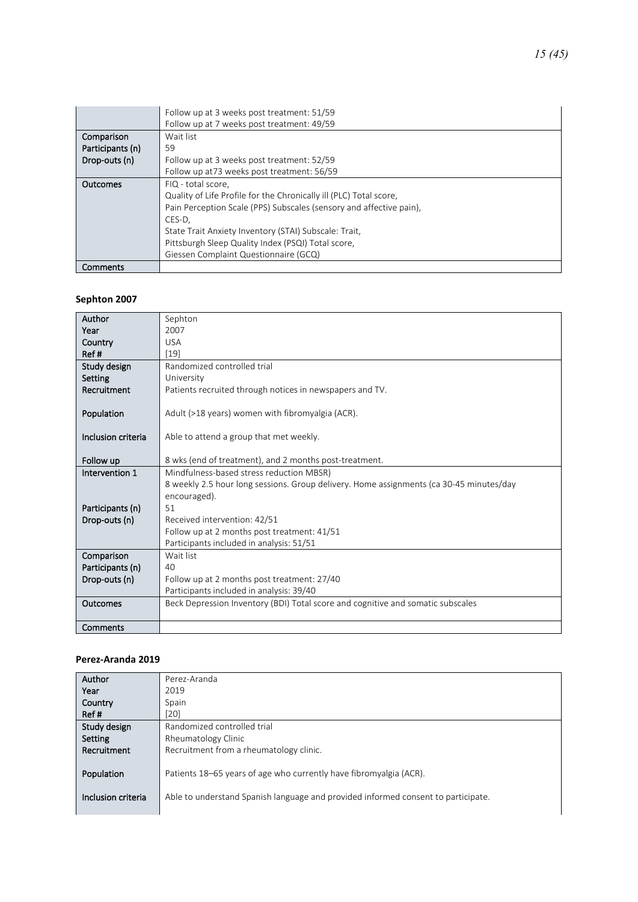|  |  |
|---|---|
|  | Follow up at 3 weeks post treatment: 51/59<br>Follow up at 7 weeks post treatment: 49/59 |
| Comparison<br>Participants (n)<br>Drop-outs (n) | Wait list<br>59<br>Follow up at 3 weeks post treatment: 52/59<br>Follow up at73 weeks post treatment: 56/59 |
| Outcomes | FIQ - total score,<br>Quality of Life Profile for the Chronically ill (PLC) Total score,<br>Pain Perception Scale (PPS) Subscales (sensory and affective pain),<br>CES-D,<br>State Trait Anxiety Inventory (STAI) Subscale: Trait,<br>Pittsburgh Sleep Quality Index (PSQI) Total score,<br>Giessen Complaint Questionnaire (GCQ) |
| Comments |  |

### Sephton 2007

|  |  |
|---|---|
| Author<br>Year<br>Country<br>Ref # | Sephton<br>2007<br>USA<br>[19] |
| Study design<br>Setting<br>Recruitment<br><br>Population<br><br>Inclusion criteria<br><br>Follow up | Randomized controlled trial<br>University<br>Patients recruited through notices in newspapers and TV.<br><br>Adult (>18 years) women with fibromyalgia (ACR).<br><br>Able to attend a group that met weekly.<br><br>8 wks (end of treatment), and 2 months post-treatment. |
| Intervention 1<br><br><br>Participants (n)<br>Drop-outs (n) | Mindfulness-based stress reduction MBSR)<br>8 weekly 2.5 hour long sessions. Group delivery. Home assignments (ca 30-45 minutes/day encouraged).<br>51<br>Received intervention: 42/51<br>Follow up at 2 months post treatment: 41/51<br>Participants included in analysis: 51/51 |
| Comparison<br>Participants (n)<br>Drop-outs (n) | Wait list<br>40<br>Follow up at 2 months post treatment: 27/40<br>Participants included in analysis: 39/40 |
| Outcomes | Beck Depression Inventory (BDI) Total score and cognitive and somatic subscales |
| Comments |  |

### Perez-Aranda 2019

|  |  |
|---|---|
| Author<br>Year<br>Country<br>Ref # | Perez-Aranda<br>2019<br>Spain<br>[20] |
| Study design<br>Setting<br>Recruitment<br><br>Population<br><br>Inclusion criteria | Randomized controlled trial<br>Rheumatology Clinic<br>Recruitment from a rheumatology clinic.<br><br>Patients 18–65 years of age who currently have fibromyalgia (ACR).<br><br>Able to understand Spanish language and provided informed consent to participate. |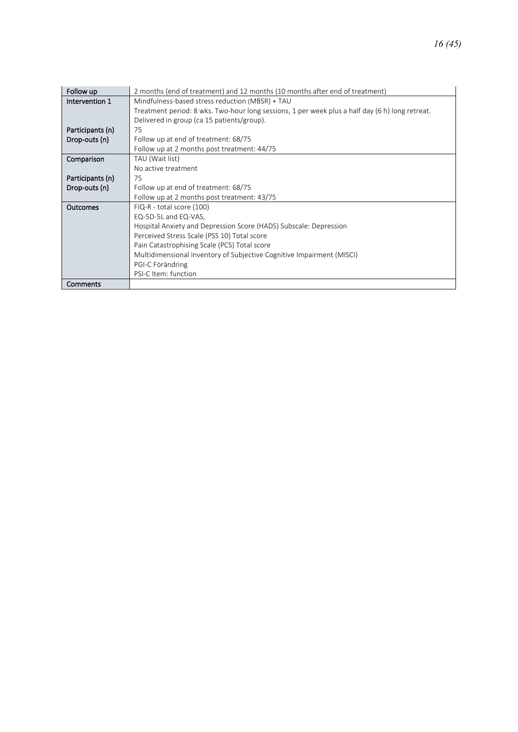| | |
|---|---|
| Follow up | 2 months (end of treatment) and 12 months (10 months after end of treatment) |
| Intervention 1 | Mindfulness-based stress reduction (MBSR) + TAU<br>Treatment period: 8 wks. Two-hour long sessions, 1 per week plus a half day (6 h) long retreat.<br>Delivered in group (ca 15 patients/group). |
| Participants (n) | 75 |
| Drop-outs (n) | Follow up at end of treatment: 68/75<br>Follow up at 2 months post treatment: 44/75 |
| Comparison | TAU (Wait list)<br>No active treatment |
| Participants (n) | 75 |
| Drop-outs (n) | Follow up at end of treatment: 68/75<br>Follow up at 2 months post treatment: 43/75 |
| Outcomes | FIQ-R - total score (100)<br>EQ-5D-5L and EQ-VAS,<br>Hospital Anxiety and Depression Score (HADS) Subscale: Depression<br>Perceived Stress Scale (PSS 10) Total score<br>Pain Catastrophising Scale (PCS) Total score<br>Multidimensional Inventory of Subjective Cognitive Impairment (MISCI)<br>PGI-C Förändring<br>PSI-C Item: function |
| Comments | |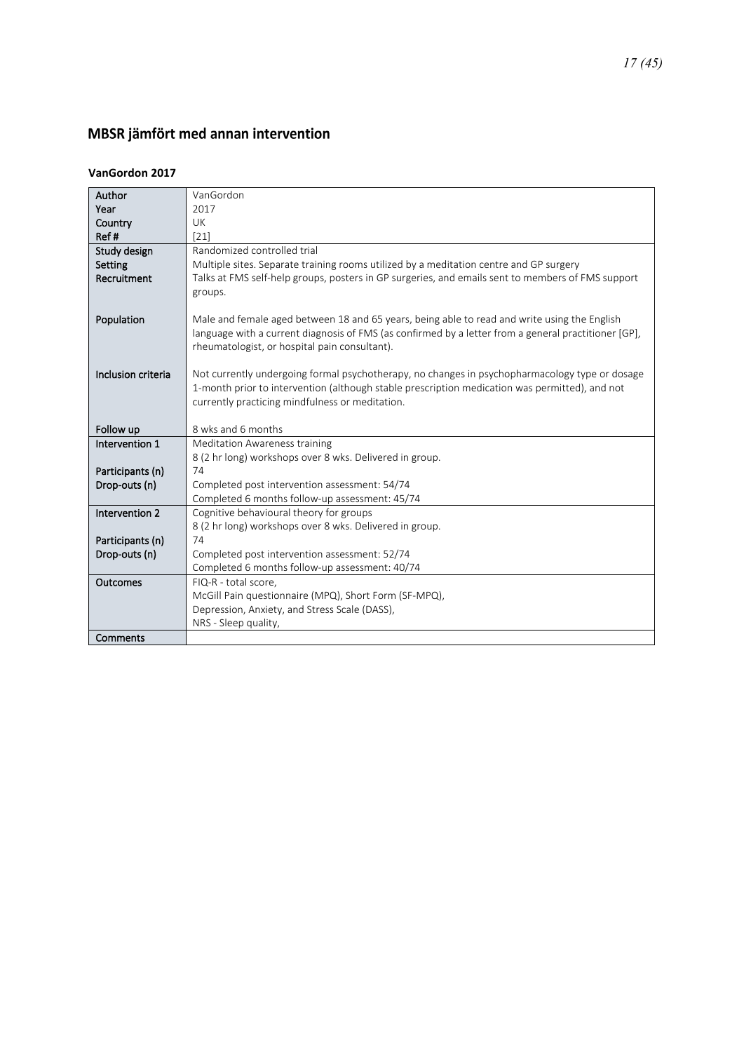## MBSR jämfört med annan intervention

### VanGordon 2017

| Author<br>Year<br>Country<br>Ref # | VanGordon<br>2017<br>UK<br>[21] |
|---|---|
| Study design<br>Setting<br>Recruitment<br><br><br>Population<br><br><br><br>Inclusion criteria<br><br><br><br>Follow up | Randomized controlled trial<br>Multiple sites. Separate training rooms utilized by a meditation centre and GP surgery<br>Talks at FMS self-help groups, posters in GP surgeries, and emails sent to members of FMS support groups.<br><br>Male and female aged between 18 and 65 years, being able to read and write using the English language with a current diagnosis of FMS (as confirmed by a letter from a general practitioner [GP], rheumatologist, or hospital pain consultant).<br><br>Not currently undergoing formal psychotherapy, no changes in psychopharmacology type or dosage 1-month prior to intervention (although stable prescription medication was permitted), and not currently practicing mindfulness or meditation.<br><br>8 wks and 6 months |
| Intervention 1<br><br>Participants (n)<br>Drop-outs (n) | Meditation Awareness training<br>8 (2 hr long) workshops over 8 wks. Delivered in group.<br>74<br>Completed post intervention assessment: 54/74<br>Completed 6 months follow-up assessment: 45/74 |
| Intervention 2<br><br>Participants (n)<br>Drop-outs (n) | Cognitive behavioural theory for groups<br>8 (2 hr long) workshops over 8 wks. Delivered in group.<br>74<br>Completed post intervention assessment: 52/74<br>Completed 6 months follow-up assessment: 40/74 |
| Outcomes | FIQ-R - total score,<br>McGill Pain questionnaire (MPQ), Short Form (SF-MPQ),<br>Depression, Anxiety, and Stress Scale (DASS),<br>NRS - Sleep quality, |
| Comments | |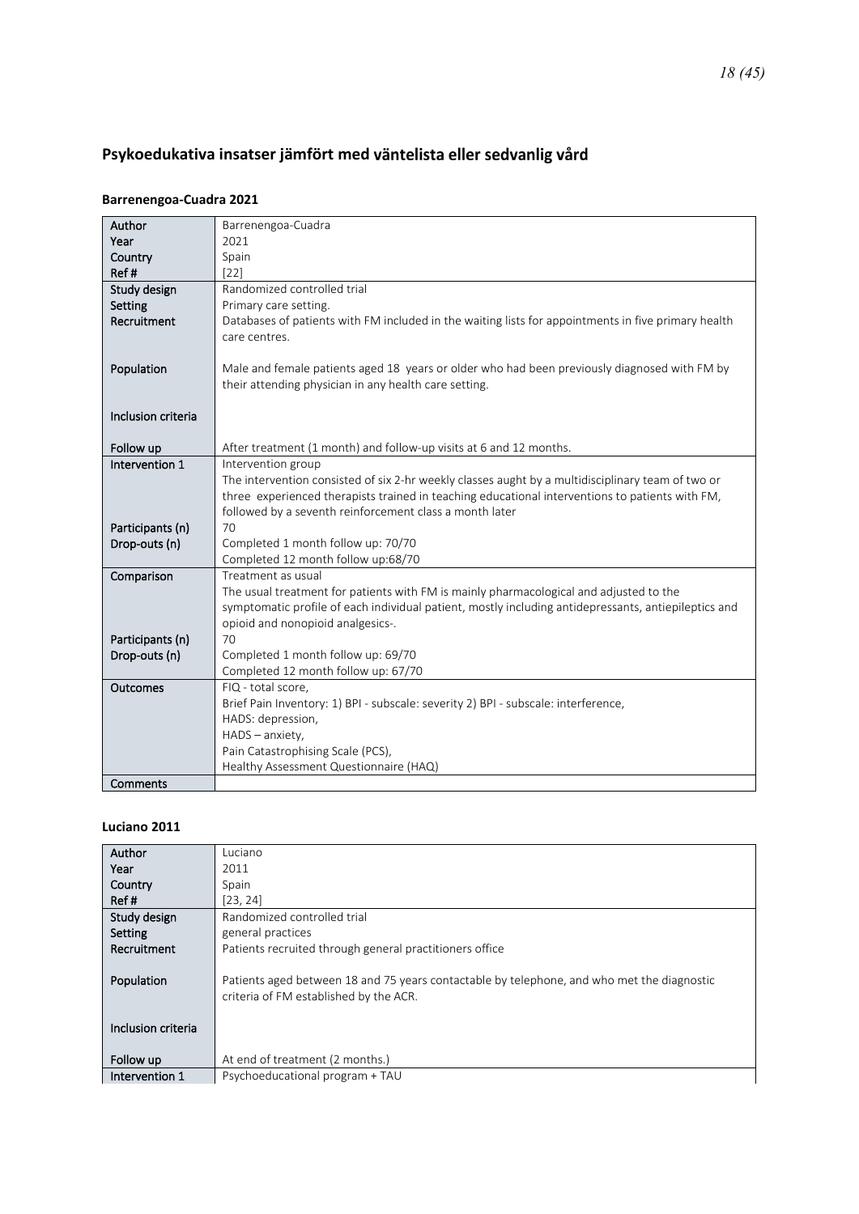## Psykoedukativa insatser jämfört med väntelista eller sedvanlig vård

### Barrenengoa-Cuadra 2021

| | |
|---|---|
| Author | Barrenengoa-Cuadra |
| Year | 2021 |
| Country | Spain |
| Ref # | [22] |
| Study design | Randomized controlled trial |
| Setting | Primary care setting. |
| Recruitment | Databases of patients with FM included in the waiting lists for appointments in five primary health care centres. |
| Population | Male and female patients aged 18 years or older who had been previously diagnosed with FM by their attending physician in any health care setting. |
| Inclusion criteria | |
| Follow up | After treatment (1 month) and follow-up visits at 6 and 12 months. |
| Intervention 1 | Intervention group<br>The intervention consisted of six 2-hr weekly classes aught by a multidisciplinary team of two or three experienced therapists trained in teaching educational interventions to patients with FM, followed by a seventh reinforcement class a month later |
| Participants (n) | 70 |
| Drop-outs (n) | Completed 1 month follow up: 70/70<br>Completed 12 month follow up:68/70 |
| Comparison | Treatment as usual<br>The usual treatment for patients with FM is mainly pharmacological and adjusted to the symptomatic profile of each individual patient, mostly including antidepressants, antiepileptics and opioid and nonopioid analgesics-. |
| Participants (n) | 70 |
| Drop-outs (n) | Completed 1 month follow up: 69/70<br>Completed 12 month follow up: 67/70 |
| Outcomes | FIQ - total score,<br>Brief Pain Inventory: 1) BPI - subscale: severity 2) BPI - subscale: interference,<br>HADS: depression,<br>HADS – anxiety,<br>Pain Catastrophising Scale (PCS),<br>Healthy Assessment Questionnaire (HAQ) |
| Comments | |

### Luciano 2011

| | |
|---|---|
| Author | Luciano |
| Year | 2011 |
| Country | Spain |
| Ref # | [23, 24] |
| Study design | Randomized controlled trial |
| Setting | general practices |
| Recruitment | Patients recruited through general practitioners office |
| Population | Patients aged between 18 and 75 years contactable by telephone, and who met the diagnostic criteria of FM established by the ACR. |
| Inclusion criteria | |
| Follow up | At end of treatment (2 months.) |
| Intervention 1 | Psychoeducational program + TAU |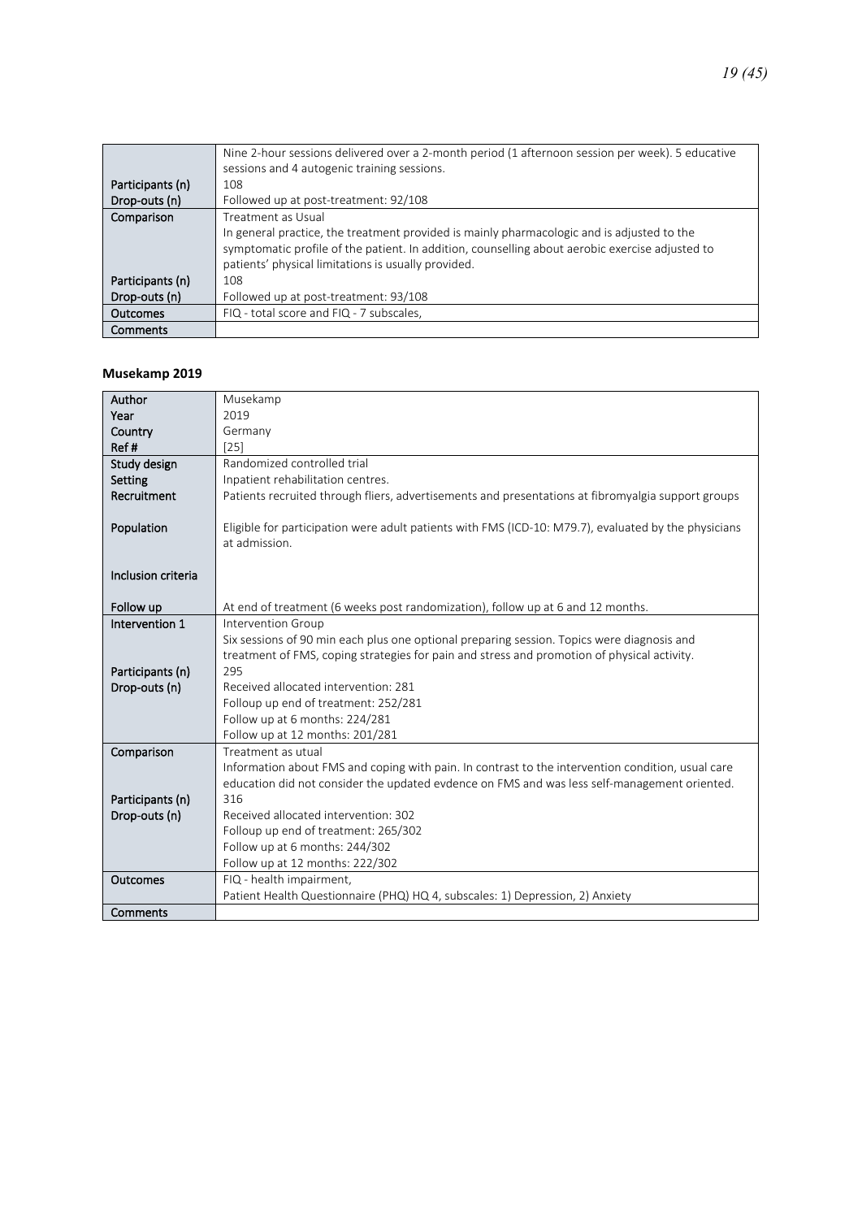|  |  |
|---|---|
|  | Nine 2-hour sessions delivered over a 2-month period (1 afternoon session per week). 5 educative sessions and 4 autogenic training sessions. |
| Participants (n) | 108 |
| Drop-outs (n) | Followed up at post-treatment: 92/108 |
| Comparison | Treatment as Usual<br>In general practice, the treatment provided is mainly pharmacologic and is adjusted to the symptomatic profile of the patient. In addition, counselling about aerobic exercise adjusted to patients' physical limitations is usually provided. |
| Participants (n) | 108 |
| Drop-outs (n) | Followed up at post-treatment: 93/108 |
| Outcomes | FIQ - total score and FIQ - 7 subscales, |
| Comments |  |

**Musekamp 2019**

| Author | Musekamp |
|---|---|
| Year | 2019 |
| Country | Germany |
| Ref # | [25] |
| Study design | Randomized controlled trial |
| Setting | Inpatient rehabilitation centres. |
| Recruitment | Patients recruited through fliers, advertisements and presentations at fibromyalgia support groups |
| Population | Eligible for participation were adult patients with FMS (ICD-10: M79.7), evaluated by the physicians at admission. |
| Inclusion criteria |  |
| Follow up | At end of treatment (6 weeks post randomization), follow up at 6 and 12 months. |
| Intervention 1 | Intervention Group<br>Six sessions of 90 min each plus one optional preparing session. Topics were diagnosis and treatment of FMS, coping strategies for pain and stress and promotion of physical activity. |
| Participants (n) | 295 |
| Drop-outs (n) | Received allocated intervention: 281<br>Folloup up end of treatment: 252/281<br>Follow up at 6 months: 224/281<br>Follow up at 12 months: 201/281 |
| Comparison | Treatment as utual<br>Information about FMS and coping with pain. In contrast to the intervention condition, usual care education did not consider the updated evdence on FMS and was less self-management oriented. |
| Participants (n) | 316 |
| Drop-outs (n) | Received allocated intervention: 302<br>Folloup up end of treatment: 265/302<br>Follow up at 6 months: 244/302<br>Follow up at 12 months: 222/302 |
| Outcomes | FIQ - health impairment,<br>Patient Health Questionnaire (PHQ) HQ 4, subscales: 1) Depression, 2) Anxiety |
| Comments |  |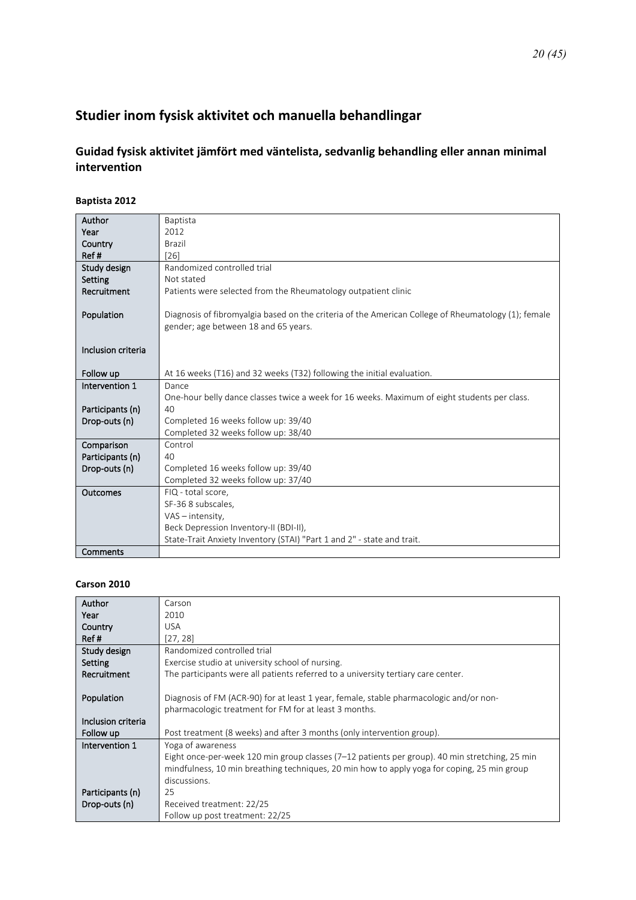## Studier inom fysisk aktivitet och manuella behandlingar

### Guidad fysisk aktivitet jämfört med väntelista, sedvanlig behandling eller annan minimal intervention

#### Baptista 2012

| | |
|---|---|
| Author | Baptista |
| Year | 2012 |
| Country | Brazil |
| Ref # | [26] |
| Study design | Randomized controlled trial |
| Setting | Not stated |
| Recruitment | Patients were selected from the Rheumatology outpatient clinic |
| Population | Diagnosis of fibromyalgia based on the criteria of the American College of Rheumatology (1); female gender; age between 18 and 65 years. |
| Inclusion criteria | |
| Follow up | At 16 weeks (T16) and 32 weeks (T32) following the initial evaluation. |
| Intervention 1 | Dance<br>One-hour belly dance classes twice a week for 16 weeks. Maximum of eight students per class. |
| Participants (n) | 40 |
| Drop-outs (n) | Completed 16 weeks follow up: 39/40<br>Completed 32 weeks follow up: 38/40 |
| Comparison | Control |
| Participants (n) | 40 |
| Drop-outs (n) | Completed 16 weeks follow up: 39/40<br>Completed 32 weeks follow up: 37/40 |
| Outcomes | FIQ - total score,<br>SF-36 8 subscales,<br>VAS – intensity,<br>Beck Depression Inventory-II (BDI-II),<br>State-Trait Anxiety Inventory (STAI) "Part 1 and 2" - state and trait. |
| Comments | |

#### Carson 2010

| | |
|---|---|
| Author | Carson |
| Year | 2010 |
| Country | USA |
| Ref # | [27, 28] |
| Study design | Randomized controlled trial |
| Setting | Exercise studio at university school of nursing. |
| Recruitment | The participants were all patients referred to a university tertiary care center. |
| Population | Diagnosis of FM (ACR-90) for at least 1 year, female, stable pharmacologic and/or non-pharmacologic treatment for FM for at least 3 months. |
| Inclusion criteria | |
| Follow up | Post treatment (8 weeks) and after 3 months (only intervention group). |
| Intervention 1 | Yoga of awareness<br>Eight once-per-week 120 min group classes (7–12 patients per group). 40 min stretching, 25 min mindfulness, 10 min breathing techniques, 20 min how to apply yoga for coping, 25 min group discussions. |
| Participants (n) | 25 |
| Drop-outs (n) | Received treatment: 22/25<br>Follow up post treatment: 22/25 |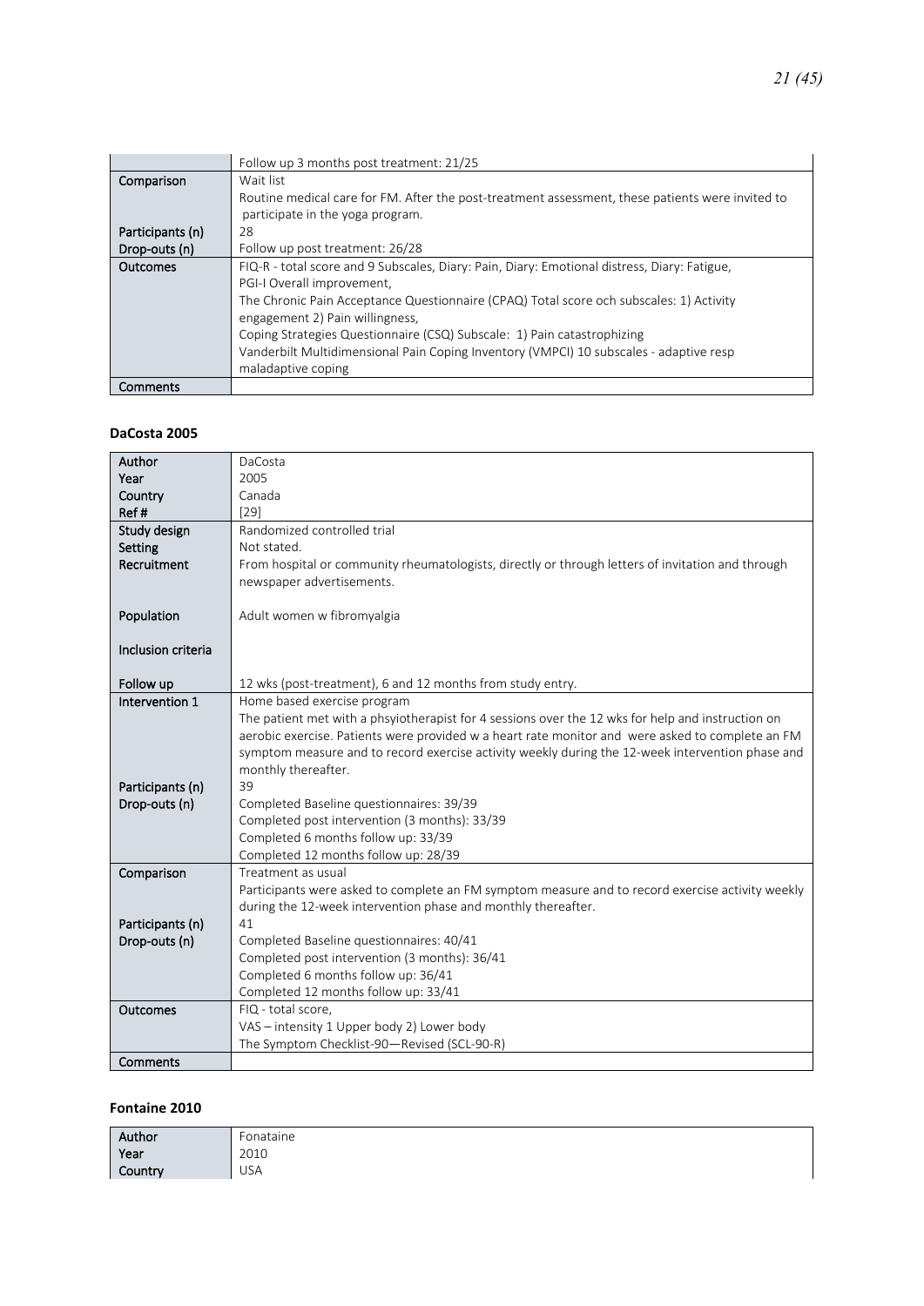| | |
|---|---|
| | Follow up 3 months post treatment: 21/25 |
| Comparison | Wait list<br>Routine medical care for FM. After the post-treatment assessment, these patients were invited to participate in the yoga program. |
| Participants (n) | 28 |
| Drop-outs (n) | Follow up post treatment: 26/28 |
| Outcomes | FIQ-R - total score and 9 Subscales, Diary: Pain, Diary: Emotional distress, Diary: Fatigue,<br>PGI-I Overall improvement,<br>The Chronic Pain Acceptance Questionnaire (CPAQ) Total score och subscales: 1) Activity engagement 2) Pain willingness,<br>Coping Strategies Questionnaire (CSQ) Subscale: 1) Pain catastrophizing<br>Vanderbilt Multidimensional Pain Coping Inventory (VMPCI) 10 subscales - adaptive resp maladaptive coping |
| Comments | |

**DaCosta 2005**

| | |
|---|---|
| Author | DaCosta |
| Year | 2005 |
| Country | Canada |
| Ref # | [29] |
| Study design | Randomized controlled trial |
| Setting | Not stated. |
| Recruitment | From hospital or community rheumatologists, directly or through letters of invitation and through newspaper advertisements. |
| Population | Adult women w fibromyalgia |
| Inclusion criteria | |
| Follow up | 12 wks (post-treatment), 6 and 12 months from study entry. |
| Intervention 1 | Home based exercise program<br>The patient met with a phsyiotherapist for 4 sessions over the 12 wks for help and instruction on aerobic exercise. Patients were provided w a heart rate monitor and were asked to complete an FM symptom measure and to record exercise activity weekly during the 12-week intervention phase and monthly thereafter. |
| Participants (n) | 39 |
| Drop-outs (n) | Completed Baseline questionnaires: 39/39<br>Completed post intervention (3 months): 33/39<br>Completed 6 months follow up: 33/39<br>Completed 12 months follow up: 28/39 |
| Comparison | Treatment as usual<br>Participants were asked to complete an FM symptom measure and to record exercise activity weekly during the 12-week intervention phase and monthly thereafter. |
| Participants (n) | 41 |
| Drop-outs (n) | Completed Baseline questionnaires: 40/41<br>Completed post intervention (3 months): 36/41<br>Completed 6 months follow up: 36/41<br>Completed 12 months follow up: 33/41 |
| Outcomes | FIQ - total score,<br>VAS – intensity 1 Upper body 2) Lower body<br>The Symptom Checklist-90—Revised (SCL-90-R) |
| Comments | |

**Fontaine 2010**

| | |
|---|---|
| Author | Fonataine |
| Year | 2010 |
| Country | USA |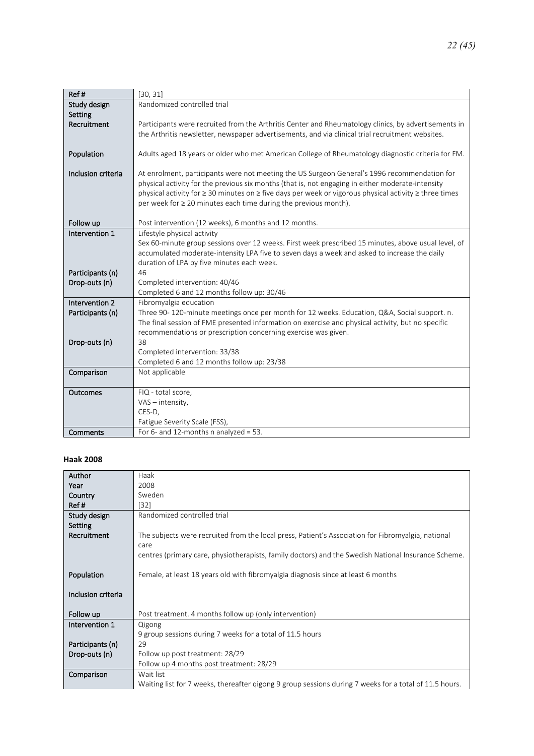| Ref # | [30, 31] |
|---|---|
| Study design<br>Setting | Randomized controlled trial |
| Recruitment | Participants were recruited from the Arthritis Center and Rheumatology clinics, by advertisements in the Arthritis newsletter, newspaper advertisements, and via clinical trial recruitment websites. |
| Population | Adults aged 18 years or older who met American College of Rheumatology diagnostic criteria for FM. |
| Inclusion criteria | At enrolment, participants were not meeting the US Surgeon General's 1996 recommendation for physical activity for the previous six months (that is, not engaging in either moderate-intensity physical activity for ≥ 30 minutes on ≥ five days per week or vigorous physical activity ≥ three times per week for ≥ 20 minutes each time during the previous month). |
| Follow up | Post intervention (12 weeks), 6 months and 12 months. |
| Intervention 1 | Lifestyle physical activity<br>Sex 60-minute group sessions over 12 weeks. First week prescribed 15 minutes, above usual level, of accumulated moderate-intensity LPA five to seven days a week and asked to increase the daily duration of LPA by five minutes each week. |
| Participants (n) | 46 |
| Drop-outs (n) | Completed intervention: 40/46<br>Completed 6 and 12 months follow up: 30/46 |
| Intervention 2<br>Participants (n) | Fibromyalgia education<br>Three 90- 120-minute meetings once per month for 12 weeks. Education, Q&A, Social support. n. The final session of FME presented information on exercise and physical activity, but no specific recommendations or prescription concerning exercise was given. |
| Drop-outs (n) | 38<br>Completed intervention: 33/38<br>Completed 6 and 12 months follow up: 23/38 |
| Comparison | Not applicable |
| Outcomes | FIQ - total score,<br>VAS – intensity,<br>CES-D,<br>Fatigue Severity Scale (FSS), |
| Comments | For 6- and 12-months n analyzed = 53. |

**Haak 2008**

| Author<br>Year<br>Country<br>Ref # | Haak<br>2008<br>Sweden<br>[32] |
|---|---|
| Study design<br>Setting | Randomized controlled trial |
| Recruitment | The subjects were recruited from the local press, Patient's Association for Fibromyalgia, national care<br>centres (primary care, physiotherapists, family doctors) and the Swedish National Insurance Scheme. |
| Population | Female, at least 18 years old with fibromyalgia diagnosis since at least 6 months |
| Inclusion criteria | |
| Follow up | Post treatment. 4 months follow up (only intervention) |
| Intervention 1 | Qigong<br>9 group sessions during 7 weeks for a total of 11.5 hours |
| Participants (n) | 29 |
| Drop-outs (n) | Follow up post treatment: 28/29<br>Follow up 4 months post treatment: 28/29 |
| Comparison | Wait list<br>Waiting list for 7 weeks, thereafter qigong 9 group sessions during 7 weeks for a total of 11.5 hours. |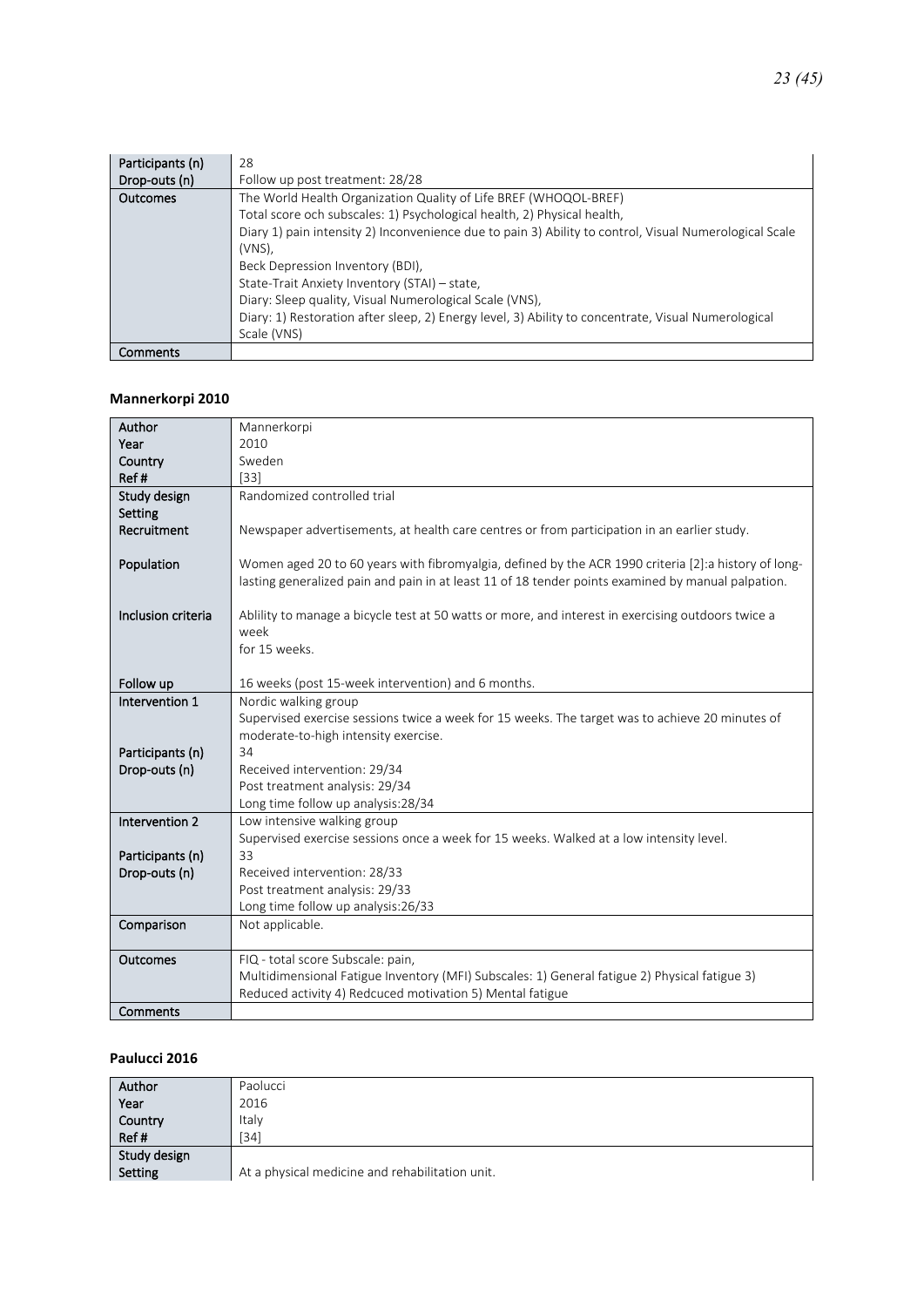| | |
|---|---|
| Participants (n) | 28 |
| Drop-outs (n) | Follow up post treatment: 28/28 |
| Outcomes | The World Health Organization Quality of Life BREF (WHOQOL-BREF)<br>Total score och subscales: 1) Psychological health, 2) Physical health,<br>Diary 1) pain intensity 2) Inconvenience due to pain 3) Ability to control, Visual Numerological Scale (VNS),<br>Beck Depression Inventory (BDI),<br>State-Trait Anxiety Inventory (STAI) – state,<br>Diary: Sleep quality, Visual Numerological Scale (VNS),<br>Diary: 1) Restoration after sleep, 2) Energy level, 3) Ability to concentrate, Visual Numerological Scale (VNS) |
| Comments | |

### Mannerkorpi 2010

| | |
|---|---|
| Author | Mannerkorpi |
| Year | 2010 |
| Country | Sweden |
| Ref # | [33] |
| Study design | Randomized controlled trial |
| Setting | |
| Recruitment | Newspaper advertisements, at health care centres or from participation in an earlier study. |
| Population | Women aged 20 to 60 years with fibromyalgia, defined by the ACR 1990 criteria [2]:a history of long-lasting generalized pain and pain in at least 11 of 18 tender points examined by manual palpation. |
| Inclusion criteria | Ablility to manage a bicycle test at 50 watts or more, and interest in exercising outdoors twice a week<br>for 15 weeks. |
| Follow up | 16 weeks (post 15-week intervention) and 6 months. |
| Intervention 1 | Nordic walking group<br>Supervised exercise sessions twice a week for 15 weeks. The target was to achieve 20 minutes of moderate-to-high intensity exercise. |
| Participants (n) | 34 |
| Drop-outs (n) | Received intervention: 29/34<br>Post treatment analysis: 29/34<br>Long time follow up analysis:28/34 |
| Intervention 2 | Low intensive walking group<br>Supervised exercise sessions once a week for 15 weeks. Walked at a low intensity level. |
| Participants (n) | 33 |
| Drop-outs (n) | Received intervention: 28/33<br>Post treatment analysis: 29/33<br>Long time follow up analysis:26/33 |
| Comparison | Not applicable. |
| Outcomes | FIQ - total score Subscale: pain,<br>Multidimensional Fatigue Inventory (MFI) Subscales: 1) General fatigue 2) Physical fatigue 3) Reduced activity 4) Redcuced motivation 5) Mental fatigue |
| Comments | |

### Paulucci 2016

| | |
|---|---|
| Author | Paolucci |
| Year | 2016 |
| Country | Italy |
| Ref # | [34] |
| Study design | |
| Setting | At a physical medicine and rehabilitation unit. |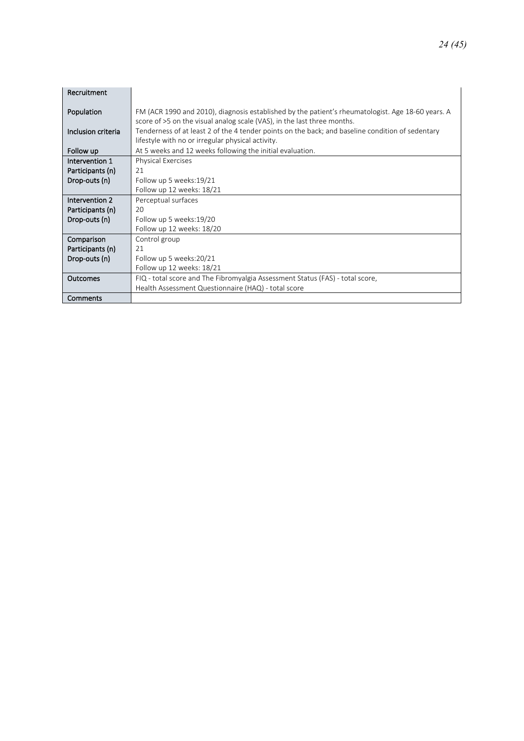| | |
|---|---|
| Recruitment | |
| Population | FM (ACR 1990 and 2010), diagnosis established by the patient's rheumatologist. Age 18-60 years. A score of >5 on the visual analog scale (VAS), in the last three months. |
| Inclusion criteria | Tenderness of at least 2 of the 4 tender points on the back; and baseline condition of sedentary lifestyle with no or irregular physical activity. |
| Follow up | At 5 weeks and 12 weeks following the initial evaluation. |
| Intervention 1<br>Participants (n)<br>Drop-outs (n) | Physical Exercises<br>21<br>Follow up 5 weeks:19/21<br>Follow up 12 weeks: 18/21 |
| Intervention 2<br>Participants (n)<br>Drop-outs (n) | Perceptual surfaces<br>20<br>Follow up 5 weeks:19/20<br>Follow up 12 weeks: 18/20 |
| Comparison<br>Participants (n)<br>Drop-outs (n) | Control group<br>21<br>Follow up 5 weeks:20/21<br>Follow up 12 weeks: 18/21 |
| Outcomes | FIQ - total score and The Fibromyalgia Assessment Status (FAS) - total score,<br>Health Assessment Questionnaire (HAQ) - total score |
| Comments | |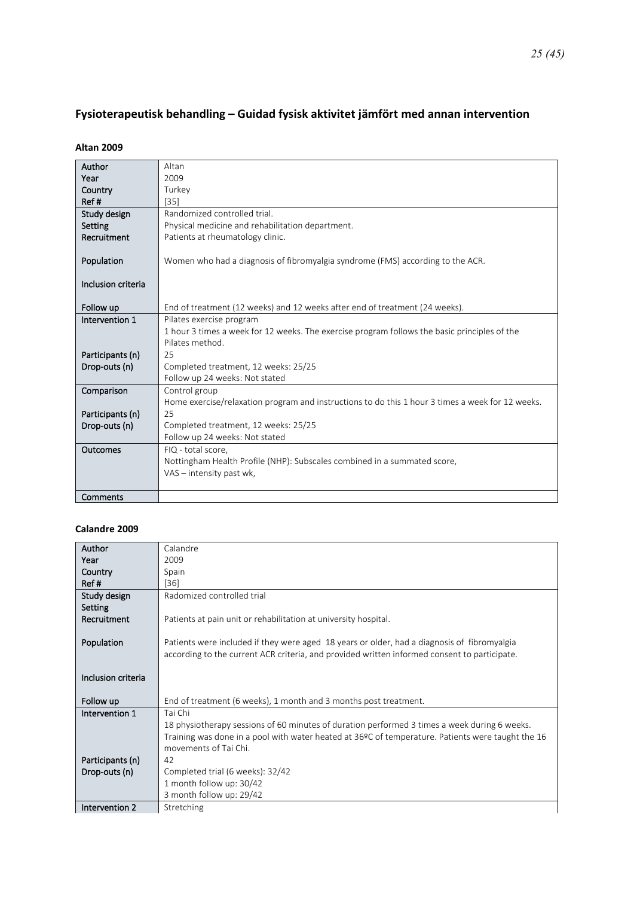## Fysioterapeutisk behandling – Guidad fysisk aktivitet jämfört med annan intervention

### Altan 2009

| | |
|---|---|
| Author<br>Year<br>Country<br>Ref # | Altan<br>2009<br>Turkey<br>[35] |
| Study design<br>Setting<br>Recruitment<br><br>Population<br><br>Inclusion criteria<br><br>Follow up | Randomized controlled trial.<br>Physical medicine and rehabilitation department.<br>Patients at rheumatology clinic.<br><br>Women who had a diagnosis of fibromyalgia syndrome (FMS) according to the ACR.<br><br><br><br>End of treatment (12 weeks) and 12 weeks after end of treatment (24 weeks). |
| Intervention 1<br><br><br>Participants (n)<br>Drop-outs (n) | Pilates exercise program<br>1 hour 3 times a week for 12 weeks. The exercise program follows the basic principles of the Pilates method.<br>25<br>Completed treatment, 12 weeks: 25/25<br>Follow up 24 weeks: Not stated |
| Comparison<br><br>Participants (n)<br>Drop-outs (n) | Control group<br>Home exercise/relaxation program and instructions to do this 1 hour 3 times a week for 12 weeks.<br>25<br>Completed treatment, 12 weeks: 25/25<br>Follow up 24 weeks: Not stated |
| Outcomes | FIQ - total score,<br>Nottingham Health Profile (NHP): Subscales combined in a summated score,<br>VAS – intensity past wk, |
| Comments | |

### Calandre 2009

| | |
|---|---|
| Author<br>Year<br>Country<br>Ref # | Calandre<br>2009<br>Spain<br>[36] |
| Study design<br>Setting<br>Recruitment<br><br>Population<br><br><br>Inclusion criteria<br><br>Follow up | Radomized controlled trial<br><br>Patients at pain unit or rehabilitation at university hospital.<br><br>Patients were included if they were aged 18 years or older, had a diagnosis of fibromyalgia according to the current ACR criteria, and provided written informed consent to participate.<br><br><br><br>End of treatment (6 weeks), 1 month and 3 months post treatment. |
| Intervention 1<br><br><br><br>Participants (n)<br>Drop-outs (n) | Tai Chi<br>18 physiotherapy sessions of 60 minutes of duration performed 3 times a week during 6 weeks. Training was done in a pool with water heated at 36ºC of temperature. Patients were taught the 16 movements of Tai Chi.<br>42<br>Completed trial (6 weeks): 32/42<br>1 month follow up: 30/42<br>3 month follow up: 29/42 |
| Intervention 2 | Stretching |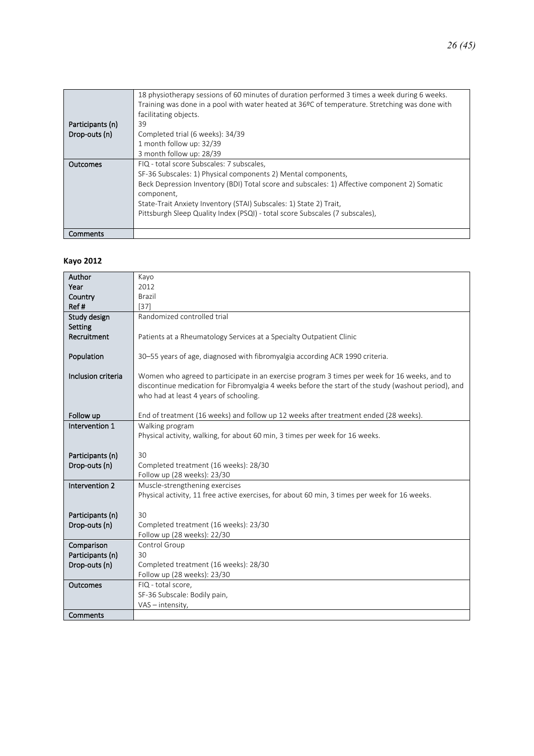|  |  |
|---|---|
|  | 18 physiotherapy sessions of 60 minutes of duration performed 3 times a week during 6 weeks. Training was done in a pool with water heated at 36ºC of temperature. Stretching was done with facilitating objects. |
| Participants (n) | 39 |
| Drop-outs (n) | Completed trial (6 weeks): 34/39<br>1 month follow up: 32/39<br>3 month follow up: 28/39 |
| Outcomes | FIQ - total score Subscales: 7 subscales,<br>SF-36 Subscales: 1) Physical components 2) Mental components,<br>Beck Depression Inventory (BDI) Total score and subscales: 1) Affective component 2) Somatic component,<br>State-Trait Anxiety Inventory (STAI) Subscales: 1) State 2) Trait,<br>Pittsburgh Sleep Quality Index (PSQI) - total score Subscales (7 subscales), |
| Comments |  |

**Kayo 2012**

|  |  |
|---|---|
| Author | Kayo |
| Year | 2012 |
| Country | Brazil |
| Ref # | [37] |
| Study design | Randomized controlled trial |
| Setting |  |
| Recruitment | Patients at a Rheumatology Services at a Specialty Outpatient Clinic |
| Population | 30–55 years of age, diagnosed with fibromyalgia according ACR 1990 criteria. |
| Inclusion criteria | Women who agreed to participate in an exercise program 3 times per week for 16 weeks, and to discontinue medication for Fibromyalgia 4 weeks before the start of the study (washout period), and who had at least 4 years of schooling. |
| Follow up | End of treatment (16 weeks) and follow up 12 weeks after treatment ended (28 weeks). |
| Intervention 1 | Walking program<br>Physical activity, walking, for about 60 min, 3 times per week for 16 weeks. |
| Participants (n) | 30 |
| Drop-outs (n) | Completed treatment (16 weeks): 28/30<br>Follow up (28 weeks): 23/30 |
| Intervention 2 | Muscle-strengthening exercises<br>Physical activity, 11 free active exercises, for about 60 min, 3 times per week for 16 weeks. |
| Participants (n) | 30 |
| Drop-outs (n) | Completed treatment (16 weeks): 23/30<br>Follow up (28 weeks): 22/30 |
| Comparison | Control Group |
| Participants (n) | 30 |
| Drop-outs (n) | Completed treatment (16 weeks): 28/30<br>Follow up (28 weeks): 23/30 |
| Outcomes | FIQ - total score,<br>SF-36 Subscale: Bodily pain,<br>VAS – intensity, |
| Comments |  |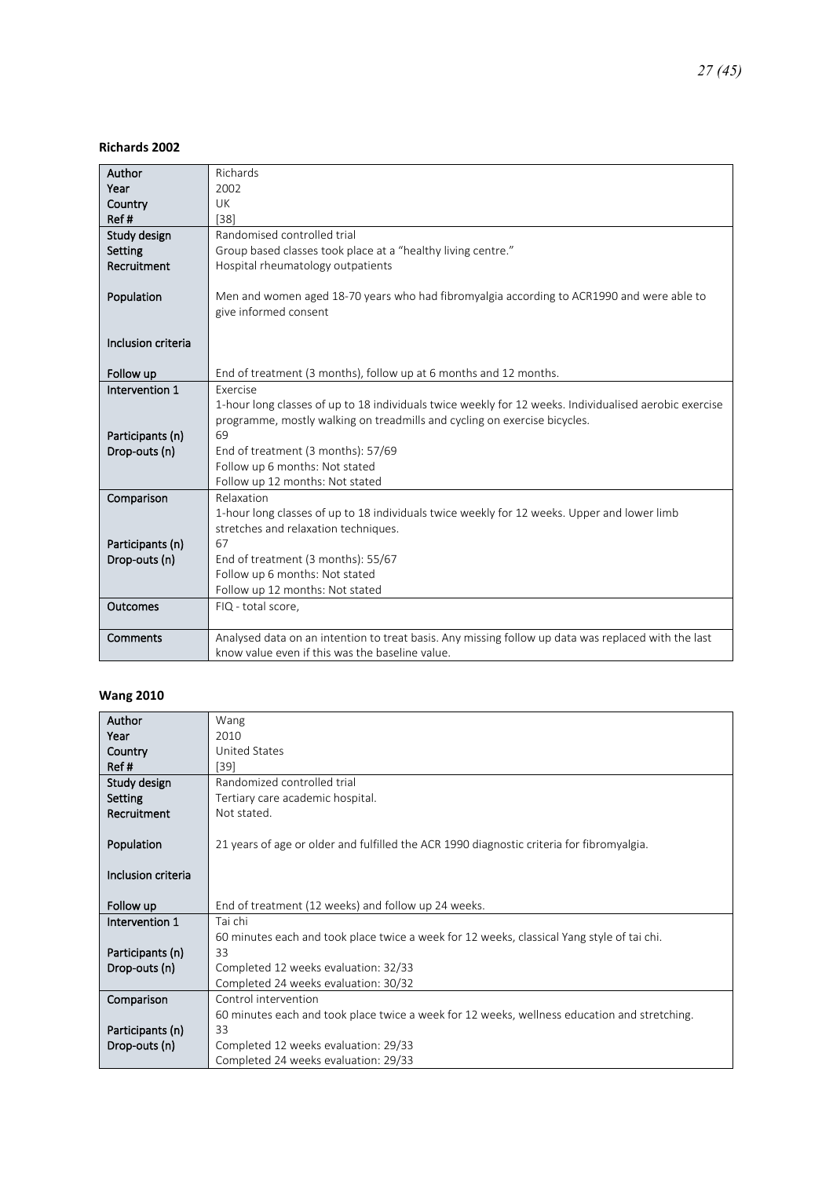**Richards 2002**

| Author<br>Year<br>Country<br>Ref # | Richards<br>2002<br>UK<br>[38] |
|---|---|
| Study design<br>Setting<br>Recruitment<br><br>Population<br><br>Inclusion criteria<br><br>Follow up | Randomised controlled trial<br>Group based classes took place at a "healthy living centre."<br>Hospital rheumatology outpatients<br><br>Men and women aged 18-70 years who had fibromyalgia according to ACR1990 and were able to give informed consent<br><br><br><br>End of treatment (3 months), follow up at 6 months and 12 months. |
| Intervention 1<br><br><br>Participants (n)<br>Drop-outs (n) | Exercise<br>1-hour long classes of up to 18 individuals twice weekly for 12 weeks. Individualised aerobic exercise programme, mostly walking on treadmills and cycling on exercise bicycles.<br>69<br>End of treatment (3 months): 57/69<br>Follow up 6 months: Not stated<br>Follow up 12 months: Not stated |
| Comparison<br><br><br>Participants (n)<br>Drop-outs (n) | Relaxation<br>1-hour long classes of up to 18 individuals twice weekly for 12 weeks. Upper and lower limb stretches and relaxation techniques.<br>67<br>End of treatment (3 months): 55/67<br>Follow up 6 months: Not stated<br>Follow up 12 months: Not stated |
| Outcomes | FIQ - total score, |
| Comments | Analysed data on an intention to treat basis. Any missing follow up data was replaced with the last know value even if this was the baseline value. |

**Wang 2010**

| Author<br>Year<br>Country<br>Ref # | Wang<br>2010<br>United States<br>[39] |
|---|---|
| Study design<br>Setting<br>Recruitment<br><br>Population<br><br>Inclusion criteria<br><br>Follow up | Randomized controlled trial<br>Tertiary care academic hospital.<br>Not stated.<br><br>21 years of age or older and fulfilled the ACR 1990 diagnostic criteria for fibromyalgia.<br><br><br><br>End of treatment (12 weeks) and follow up 24 weeks. |
| Intervention 1<br><br>Participants (n)<br>Drop-outs (n) | Tai chi<br>60 minutes each and took place twice a week for 12 weeks, classical Yang style of tai chi.<br>33<br>Completed 12 weeks evaluation: 32/33<br>Completed 24 weeks evaluation: 30/32 |
| Comparison<br><br>Participants (n)<br>Drop-outs (n) | Control intervention<br>60 minutes each and took place twice a week for 12 weeks, wellness education and stretching.<br>33<br>Completed 12 weeks evaluation: 29/33<br>Completed 24 weeks evaluation: 29/33 |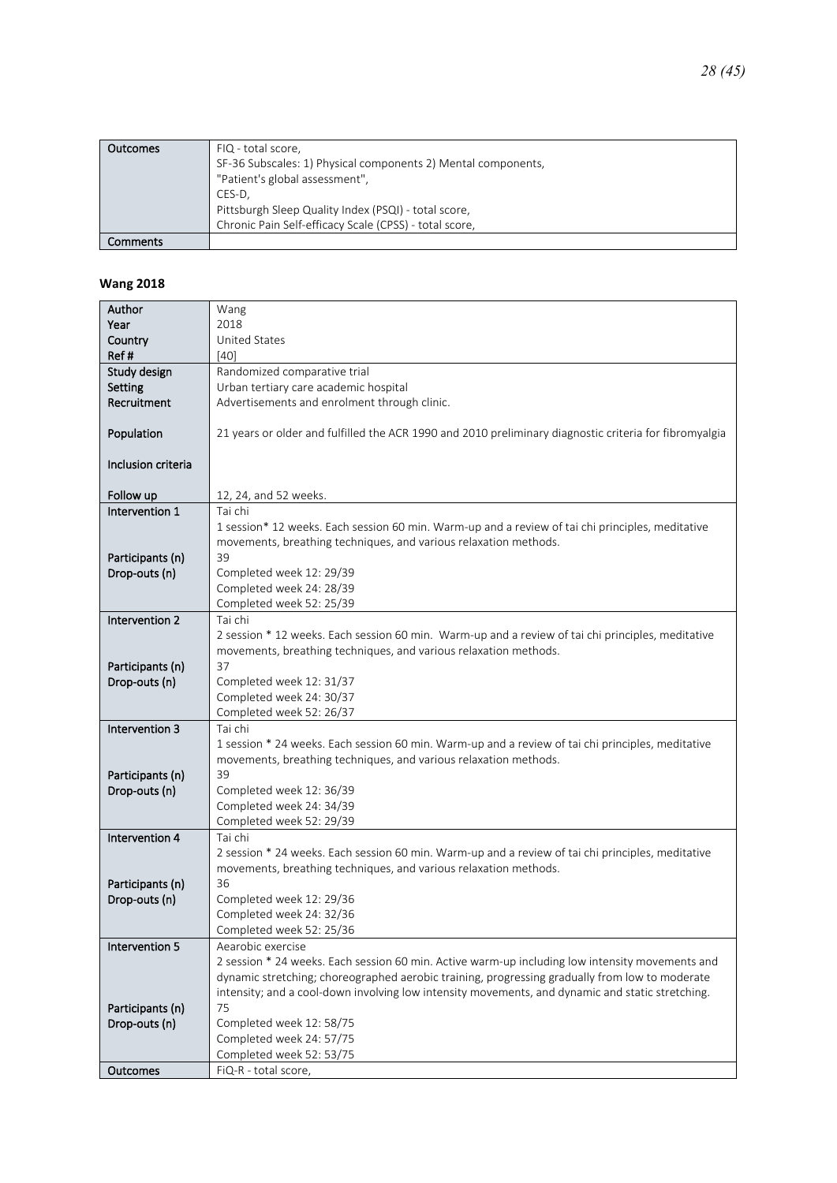| Outcomes | FIQ - total score,<br>SF-36 Subscales: 1) Physical components 2) Mental components,<br>"Patient's global assessment",<br>CES-D,<br>Pittsburgh Sleep Quality Index (PSQI) - total score,<br>Chronic Pain Self-efficacy Scale (CPSS) - total score, |
| --- | --- |
| Comments | |

**Wang 2018**

| Author<br>Year<br>Country<br>Ref # | Wang<br>2018<br>United States<br>[40] |
| --- | --- |
| Study design<br>Setting<br>Recruitment<br><br>Population<br><br>Inclusion criteria<br><br>Follow up | Randomized comparative trial<br>Urban tertiary care academic hospital<br>Advertisements and enrolment through clinic.<br><br>21 years or older and fulfilled the ACR 1990 and 2010 preliminary diagnostic criteria for fibromyalgia<br><br><br><br>12, 24, and 52 weeks. |
| Intervention 1<br><br><br>Participants (n)<br>Drop-outs (n) | Tai chi<br>1 session* 12 weeks. Each session 60 min. Warm-up and a review of tai chi principles, meditative movements, breathing techniques, and various relaxation methods.<br>39<br>Completed week 12: 29/39<br>Completed week 24: 28/39<br>Completed week 52: 25/39 |
| Intervention 2<br><br><br>Participants (n)<br>Drop-outs (n) | Tai chi<br>2 session * 12 weeks. Each session 60 min. Warm-up and a review of tai chi principles, meditative movements, breathing techniques, and various relaxation methods.<br>37<br>Completed week 12: 31/37<br>Completed week 24: 30/37<br>Completed week 52: 26/37 |
| Intervention 3<br><br><br>Participants (n)<br>Drop-outs (n) | Tai chi<br>1 session * 24 weeks. Each session 60 min. Warm-up and a review of tai chi principles, meditative movements, breathing techniques, and various relaxation methods.<br>39<br>Completed week 12: 36/39<br>Completed week 24: 34/39<br>Completed week 52: 29/39 |
| Intervention 4<br><br><br>Participants (n)<br>Drop-outs (n) | Tai chi<br>2 session * 24 weeks. Each session 60 min. Warm-up and a review of tai chi principles, meditative movements, breathing techniques, and various relaxation methods.<br>36<br>Completed week 12: 29/36<br>Completed week 24: 32/36<br>Completed week 52: 25/36 |
| Intervention 5<br><br><br><br>Participants (n)<br>Drop-outs (n) | Aearobic exercise<br>2 session * 24 weeks. Each session 60 min. Active warm-up including low intensity movements and dynamic stretching; choreographed aerobic training, progressing gradually from low to moderate intensity; and a cool-down involving low intensity movements, and dynamic and static stretching.<br>75<br>Completed week 12: 58/75<br>Completed week 24: 57/75<br>Completed week 52: 53/75 |
| Outcomes | FiQ-R - total score, |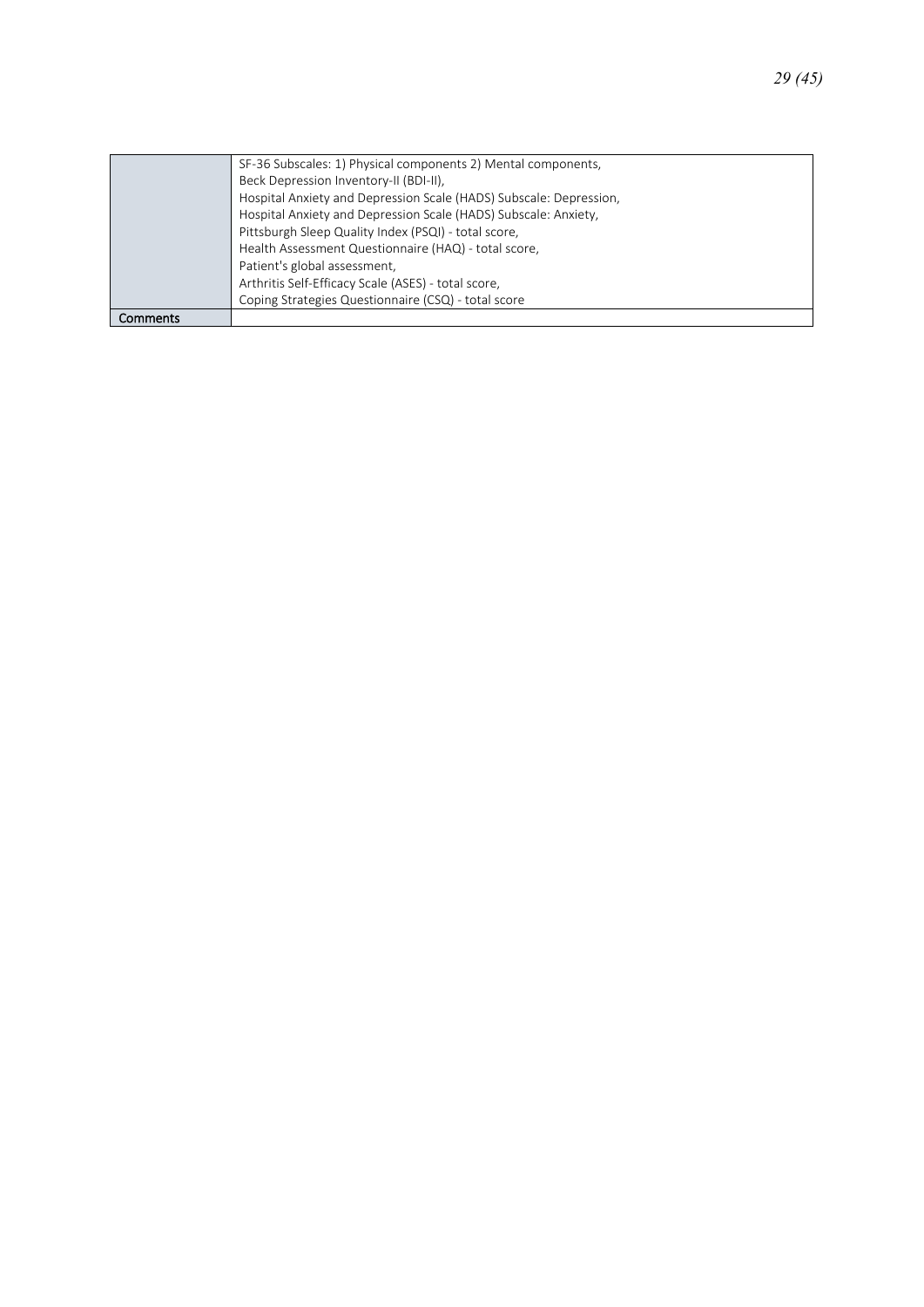| | |
|---|---|
| | SF-36 Subscales: 1) Physical components 2) Mental components,<br>Beck Depression Inventory-II (BDI-II),<br>Hospital Anxiety and Depression Scale (HADS) Subscale: Depression,<br>Hospital Anxiety and Depression Scale (HADS) Subscale: Anxiety,<br>Pittsburgh Sleep Quality Index (PSQI) - total score,<br>Health Assessment Questionnaire (HAQ) - total score,<br>Patient's global assessment,<br>Arthritis Self-Efficacy Scale (ASES) - total score,<br>Coping Strategies Questionnaire (CSQ) - total score |
| Comments | |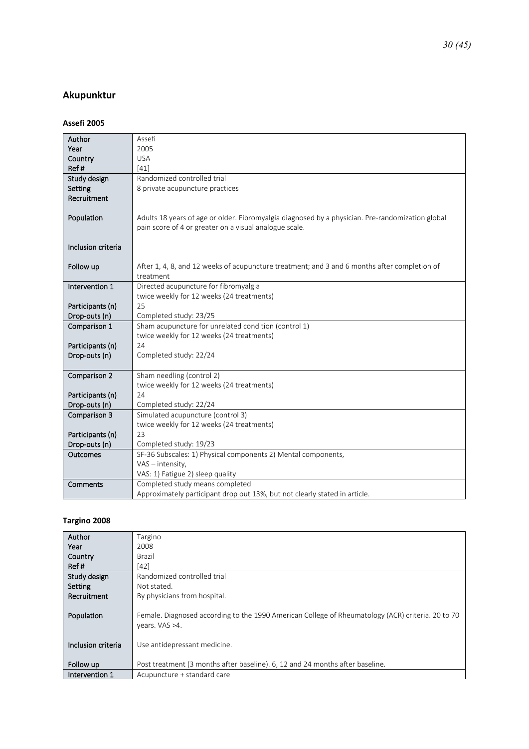## Akupunktur

### Assefi 2005

| | |
|---|---|
| Author | Assefi |
| Year | 2005 |
| Country | USA |
| Ref # | [41] |
| Study design | Randomized controlled trial |
| Setting | 8 private acupuncture practices |
| Recruitment | |
| Population | Adults 18 years of age or older. Fibromyalgia diagnosed by a physician. Pre-randomization global pain score of 4 or greater on a visual analogue scale. |
| Inclusion criteria | |
| Follow up | After 1, 4, 8, and 12 weeks of acupuncture treatment; and 3 and 6 months after completion of treatment |
| Intervention 1 | Directed acupuncture for fibromyalgia<br>twice weekly for 12 weeks (24 treatments) |
| Participants (n) | 25 |
| Drop-outs (n) | Completed study: 23/25 |
| Comparison 1 | Sham acupuncture for unrelated condition (control 1)<br>twice weekly for 12 weeks (24 treatments) |
| Participants (n) | 24 |
| Drop-outs (n) | Completed study: 22/24 |
| Comparison 2 | Sham needling (control 2)<br>twice weekly for 12 weeks (24 treatments) |
| Participants (n) | 24 |
| Drop-outs (n) | Completed study: 22/24 |
| Comparison 3 | Simulated acupuncture (control 3)<br>twice weekly for 12 weeks (24 treatments) |
| Participants (n) | 23 |
| Drop-outs (n) | Completed study: 19/23 |
| Outcomes | SF-36 Subscales: 1) Physical components 2) Mental components,<br>VAS – intensity,<br>VAS: 1) Fatigue 2) sleep quality |
| Comments | Completed study means completed<br>Approximately participant drop out 13%, but not clearly stated in article. |

### Targino 2008

| | |
|---|---|
| Author | Targino |
| Year | 2008 |
| Country | Brazil |
| Ref # | [42] |
| Study design | Randomized controlled trial |
| Setting | Not stated. |
| Recruitment | By physicians from hospital. |
| Population | Female. Diagnosed according to the 1990 American College of Rheumatology (ACR) criteria. 20 to 70 years. VAS >4. |
| Inclusion criteria | Use antidepressant medicine. |
| Follow up | Post treatment (3 months after baseline). 6, 12 and 24 months after baseline. |
| Intervention 1 | Acupuncture + standard care |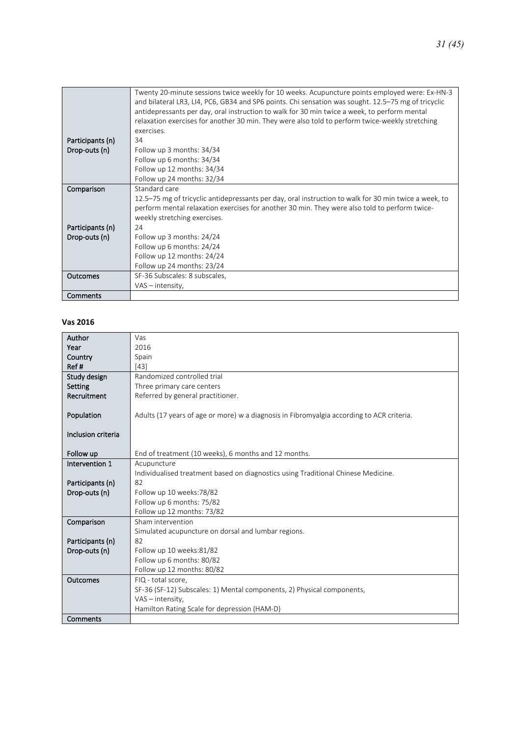| | |
|---|---|
| | Twenty 20-minute sessions twice weekly for 10 weeks. Acupuncture points employed were: Ex-HN-3 and bilateral LR3, LI4, PC6, GB34 and SP6 points. Chi sensation was sought. 12.5–75 mg of tricyclic antidepressants per day, oral instruction to walk for 30 min twice a week, to perform mental relaxation exercises for another 30 min. They were also told to perform twice-weekly stretching exercises. |
| Participants (n) | 34 |
| Drop-outs (n) | Follow up 3 months: 34/34<br>Follow up 6 months: 34/34<br>Follow up 12 months: 34/34<br>Follow up 24 months: 32/34 |
| **Comparison** | Standard care<br>12.5–75 mg of tricyclic antidepressants per day, oral instruction to walk for 30 min twice a week, to perform mental relaxation exercises for another 30 min. They were also told to perform twice-weekly stretching exercises. |
| Participants (n) | 24 |
| Drop-outs (n) | Follow up 3 months: 24/24<br>Follow up 6 months: 24/24<br>Follow up 12 months: 24/24<br>Follow up 24 months: 23/24 |
| **Outcomes** | SF-36 Subscales: 8 subscales,<br>VAS – intensity, |
| **Comments** | |

**Vas 2016**

| | |
|---|---|
| **Author** | Vas |
| **Year** | 2016 |
| **Country** | Spain |
| **Ref #** | [43] |
| **Study design** | Randomized controlled trial |
| **Setting** | Three primary care centers |
| **Recruitment** | Referred by general practitioner. |
| **Population** | Adults (17 years of age or more) w a diagnosis in Fibromyalgia according to ACR criteria. |
| **Inclusion criteria** | |
| **Follow up** | End of treatment (10 weeks), 6 months and 12 months. |
| **Intervention 1** | Acupuncture<br>Individualised treatment based on diagnostics using Traditional Chinese Medicine. |
| Participants (n) | 82 |
| Drop-outs (n) | Follow up 10 weeks:78/82<br>Follow up 6 months: 75/82<br>Follow up 12 months: 73/82 |
| **Comparison** | Sham intervention<br>Simulated acupuncture on dorsal and lumbar regions. |
| Participants (n) | 82 |
| Drop-outs (n) | Follow up 10 weeks:81/82<br>Follow up 6 months: 80/82<br>Follow up 12 months: 80/82 |
| **Outcomes** | FIQ - total score,<br>SF-36 (SF-12) Subscales: 1) Mental components, 2) Physical components,<br>VAS – intensity,<br>Hamilton Rating Scale for depression (HAM-D) |
| **Comments** | |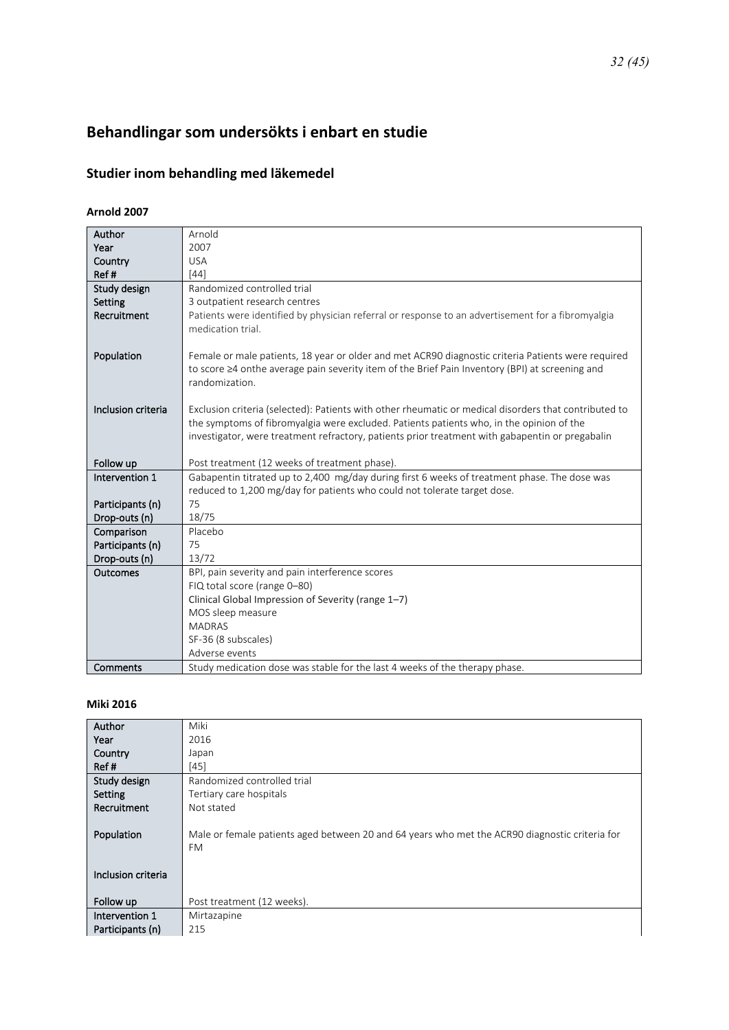# Behandlingar som undersökts i enbart en studie

## Studier inom behandling med läkemedel

### Arnold 2007

| | |
|---|---|
| Author | Arnold |
| Year | 2007 |
| Country | USA |
| Ref # | [44] |
| Study design | Randomized controlled trial |
| Setting | 3 outpatient research centres |
| Recruitment | Patients were identified by physician referral or response to an advertisement for a fibromyalgia medication trial. |
| Population | Female or male patients, 18 year or older and met ACR90 diagnostic criteria Patients were required to score ≥4 onthe average pain severity item of the Brief Pain Inventory (BPI) at screening and randomization. |
| Inclusion criteria | Exclusion criteria (selected): Patients with other rheumatic or medical disorders that contributed to the symptoms of fibromyalgia were excluded. Patients patients who, in the opinion of the investigator, were treatment refractory, patients prior treatment with gabapentin or pregabalin |
| Follow up | Post treatment (12 weeks of treatment phase). |
| Intervention 1 | Gabapentin titrated up to 2,400 mg/day during first 6 weeks of treatment phase. The dose was reduced to 1,200 mg/day for patients who could not tolerate target dose. |
| Participants (n) | 75 |
| Drop-outs (n) | 18/75 |
| Comparison | Placebo |
| Participants (n) | 75 |
| Drop-outs (n) | 13/72 |
| Outcomes | BPI, pain severity and pain interference scores<br>FIQ total score (range 0–80)<br>Clinical Global Impression of Severity (range 1–7)<br>MOS sleep measure<br>MADRAS<br>SF-36 (8 subscales)<br>Adverse events |
| Comments | Study medication dose was stable for the last 4 weeks of the therapy phase. |

### Miki 2016

| | |
|---|---|
| Author | Miki |
| Year | 2016 |
| Country | Japan |
| Ref # | [45] |
| Study design | Randomized controlled trial |
| Setting | Tertiary care hospitals |
| Recruitment | Not stated |
| Population | Male or female patients aged between 20 and 64 years who met the ACR90 diagnostic criteria for FM |
| Inclusion criteria | |
| Follow up | Post treatment (12 weeks). |
| Intervention 1 | Mirtazapine |
| Participants (n) | 215 |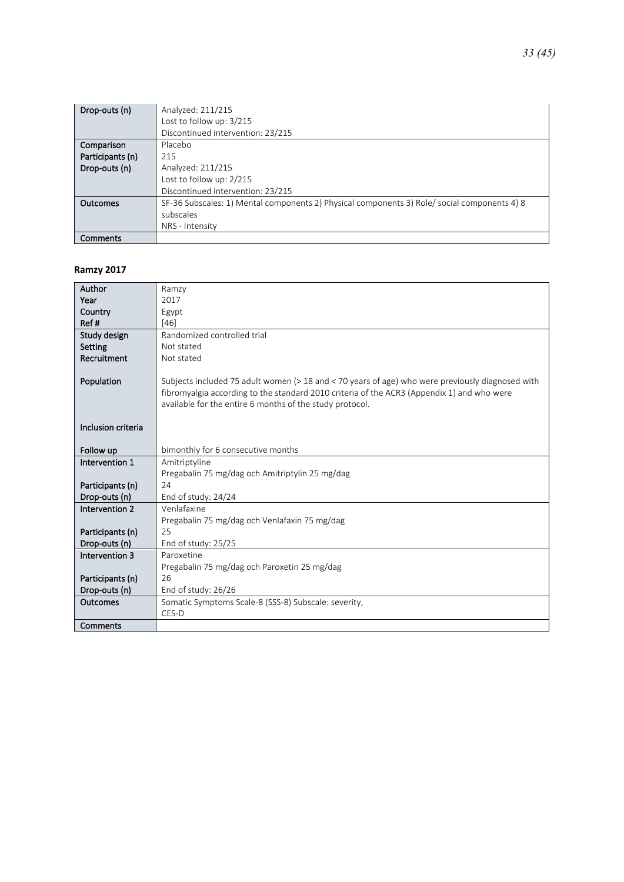| Drop-outs (n) | Analyzed: 211/215<br>Lost to follow up: 3/215<br>Discontinued intervention: 23/215 |
|---|---|
| Comparison<br>Participants (n)<br>Drop-outs (n) | Placebo<br>215<br>Analyzed: 211/215<br>Lost to follow up: 2/215<br>Discontinued intervention: 23/215 |
| Outcomes | SF-36 Subscales: 1) Mental components 2) Physical components 3) Role/ social components 4) 8 subscales<br>NRS - Intensity |
| Comments | |

**Ramzy 2017**

| Author<br>Year<br>Country<br>Ref # | Ramzy<br>2017<br>Egypt<br>[46] |
|---|---|
| Study design<br>Setting<br>Recruitment<br><br>Population<br><br><br><br>Inclusion criteria<br><br>Follow up | Randomized controlled trial<br>Not stated<br>Not stated<br><br>Subjects included 75 adult women (> 18 and < 70 years of age) who were previously diagnosed with fibromyalgia according to the standard 2010 criteria of the ACR3 (Appendix 1) and who were available for the entire 6 months of the study protocol.<br><br><br><br>bimonthly for 6 consecutive months |
| Intervention 1<br><br>Participants (n)<br>Drop-outs (n) | Amitriptyline<br>Pregabalin 75 mg/dag och Amitriptylin 25 mg/dag<br>24<br>End of study: 24/24 |
| Intervention 2<br><br>Participants (n)<br>Drop-outs (n) | Venlafaxine<br>Pregabalin 75 mg/dag och Venlafaxin 75 mg/dag<br>25<br>End of study: 25/25 |
| Intervention 3<br><br>Participants (n)<br>Drop-outs (n) | Paroxetine<br>Pregabalin 75 mg/dag och Paroxetin 25 mg/dag<br>26<br>End of study: 26/26 |
| Outcomes | Somatic Symptoms Scale-8 (SSS-8) Subscale: severity,<br>CES-D |
| Comments | |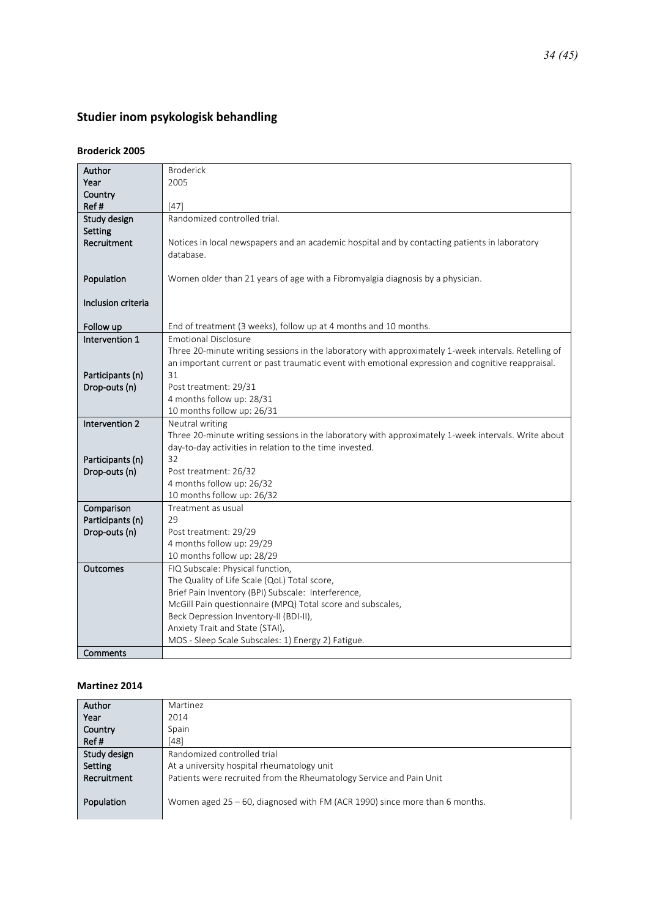## Studier inom psykologisk behandling

### Broderick 2005

| | |
|---|---|
| Author<br>Year<br>Country<br>Ref # | Broderick<br>2005<br><br>[47] |
| Study design<br>Setting<br>Recruitment<br><br>Population<br><br>Inclusion criteria<br><br>Follow up | Randomized controlled trial.<br><br>Notices in local newspapers and an academic hospital and by contacting patients in laboratory database.<br><br>Women older than 21 years of age with a Fibromyalgia diagnosis by a physician.<br><br><br><br>End of treatment (3 weeks), follow up at 4 months and 10 months. |
| Intervention 1<br><br><br>Participants (n)<br>Drop-outs (n) | Emotional Disclosure<br>Three 20-minute writing sessions in the laboratory with approximately 1-week intervals. Retelling of an important current or past traumatic event with emotional expression and cognitive reappraisal.<br>31<br>Post treatment: 29/31<br>4 months follow up: 28/31<br>10 months follow up: 26/31 |
| Intervention 2<br><br><br>Participants (n)<br>Drop-outs (n) | Neutral writing<br>Three 20-minute writing sessions in the laboratory with approximately 1-week intervals. Write about day-to-day activities in relation to the time invested.<br>32<br>Post treatment: 26/32<br>4 months follow up: 26/32<br>10 months follow up: 26/32 |
| Comparison<br>Participants (n)<br>Drop-outs (n) | Treatment as usual<br>29<br>Post treatment: 29/29<br>4 months follow up: 29/29<br>10 months follow up: 28/29 |
| Outcomes | FIQ Subscale: Physical function,<br>The Quality of Life Scale (QoL) Total score,<br>Brief Pain Inventory (BPI) Subscale: Interference,<br>McGill Pain questionnaire (MPQ) Total score and subscales,<br>Beck Depression Inventory-II (BDI-II),<br>Anxiety Trait and State (STAI),<br>MOS - Sleep Scale Subscales: 1) Energy 2) Fatigue. |
| Comments | |

### Martinez 2014

| | |
|---|---|
| Author<br>Year<br>Country<br>Ref # | Martinez<br>2014<br>Spain<br>[48] |
| Study design<br>Setting<br>Recruitment<br><br>Population | Randomized controlled trial<br>At a university hospital rheumatology unit<br>Patients were recruited from the Rheumatology Service and Pain Unit<br><br>Women aged 25 – 60, diagnosed with FM (ACR 1990) since more than 6 months. |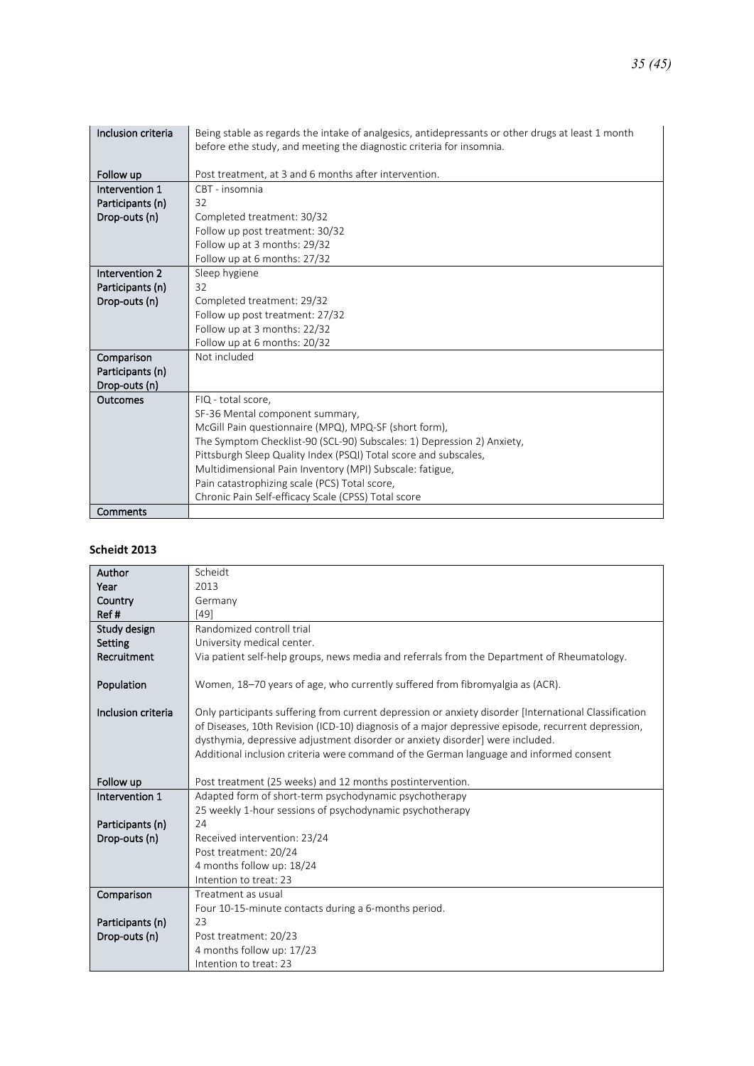| | |
|---|---|
| Inclusion criteria | Being stable as regards the intake of analgesics, antidepressants or other drugs at least 1 month before ethe study, and meeting the diagnostic criteria for insomnia. |
| Follow up | Post treatment, at 3 and 6 months after intervention. |
| Intervention 1<br>Participants (n)<br>Drop-outs (n) | CBT - insomnia<br>32<br>Completed treatment: 30/32<br>Follow up post treatment: 30/32<br>Follow up at 3 months: 29/32<br>Follow up at 6 months: 27/32 |
| Intervention 2<br>Participants (n)<br>Drop-outs (n) | Sleep hygiene<br>32<br>Completed treatment: 29/32<br>Follow up post treatment: 27/32<br>Follow up at 3 months: 22/32<br>Follow up at 6 months: 20/32 |
| Comparison<br>Participants (n)<br>Drop-outs (n) | Not included |
| Outcomes | FIQ - total score,<br>SF-36 Mental component summary,<br>McGill Pain questionnaire (MPQ), MPQ-SF (short form),<br>The Symptom Checklist-90 (SCL-90) Subscales: 1) Depression 2) Anxiety,<br>Pittsburgh Sleep Quality Index (PSQI) Total score and subscales,<br>Multidimensional Pain Inventory (MPI) Subscale: fatigue,<br>Pain catastrophizing scale (PCS) Total score,<br>Chronic Pain Self-efficacy Scale (CPSS) Total score |
| Comments | |

**Scheidt 2013**

| | |
|---|---|
| Author<br>Year<br>Country<br>Ref # | Scheidt<br>2013<br>Germany<br>[49] |
| Study design<br>Setting<br>Recruitment | Randomized controll trial<br>University medical center.<br>Via patient self-help groups, news media and referrals from the Department of Rheumatology. |
| Population | Women, 18–70 years of age, who currently suffered from fibromyalgia as (ACR). |
| Inclusion criteria | Only participants suffering from current depression or anxiety disorder [International Classification of Diseases, 10th Revision (ICD-10) diagnosis of a major depressive episode, recurrent depression, dysthymia, depressive adjustment disorder or anxiety disorder] were included.<br>Additional inclusion criteria were command of the German language and informed consent |
| Follow up | Post treatment (25 weeks) and 12 months postintervention. |
| Intervention 1<br><br>Participants (n)<br>Drop-outs (n) | Adapted form of short-term psychodynamic psychotherapy<br>25 weekly 1-hour sessions of psychodynamic psychotherapy<br>24<br>Received intervention: 23/24<br>Post treatment: 20/24<br>4 months follow up: 18/24<br>Intention to treat: 23 |
| Comparison<br><br>Participants (n)<br>Drop-outs (n) | Treatment as usual<br>Four 10-15-minute contacts during a 6-months period.<br>23<br>Post treatment: 20/23<br>4 months follow up: 17/23<br>Intention to treat: 23 |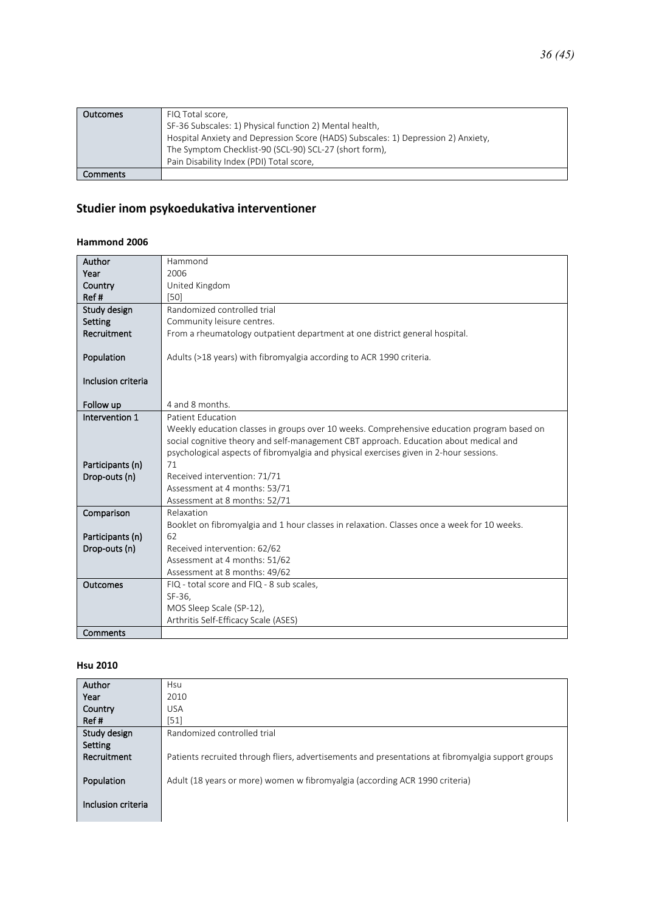| Outcomes | FIQ Total score,<br>SF-36 Subscales: 1) Physical function 2) Mental health,<br>Hospital Anxiety and Depression Score (HADS) Subscales: 1) Depression 2) Anxiety,<br>The Symptom Checklist-90 (SCL-90) SCL-27 (short form),<br>Pain Disability Index (PDI) Total score, |
|---|---|
| Comments | |

## Studier inom psykoedukativa interventioner

### Hammond 2006

| Author<br>Year<br>Country<br>Ref # | Hammond<br>2006<br>United Kingdom<br>[50] |
|---|---|
| Study design<br>Setting<br>Recruitment<br><br>Population<br><br>Inclusion criteria<br><br>Follow up | Randomized controlled trial<br>Community leisure centres.<br>From a rheumatology outpatient department at one district general hospital.<br><br>Adults (>18 years) with fibromyalgia according to ACR 1990 criteria.<br><br><br><br>4 and 8 months. |
| Intervention 1<br><br><br><br>Participants (n)<br>Drop-outs (n) | Patient Education<br>Weekly education classes in groups over 10 weeks. Comprehensive education program based on social cognitive theory and self-management CBT approach. Education about medical and psychological aspects of fibromyalgia and physical exercises given in 2-hour sessions.<br>71<br>Received intervention: 71/71<br>Assessment at 4 months: 53/71<br>Assessment at 8 months: 52/71 |
| Comparison<br><br>Participants (n)<br>Drop-outs (n) | Relaxation<br>Booklet on fibromyalgia and 1 hour classes in relaxation. Classes once a week for 10 weeks.<br>62<br>Received intervention: 62/62<br>Assessment at 4 months: 51/62<br>Assessment at 8 months: 49/62 |
| Outcomes | FIQ - total score and FIQ - 8 sub scales,<br>SF-36,<br>MOS Sleep Scale (SP-12),<br>Arthritis Self-Efficacy Scale (ASES) |
| Comments | |

### Hsu 2010

| Author<br>Year<br>Country<br>Ref # | Hsu<br>2010<br>USA<br>[51] |
|---|---|
| Study design<br>Setting<br>Recruitment<br><br>Population<br><br>Inclusion criteria | Randomized controlled trial<br><br>Patients recruited through fliers, advertisements and presentations at fibromyalgia support groups<br><br>Adult (18 years or more) women w fibromyalgia (according ACR 1990 criteria)<br><br> |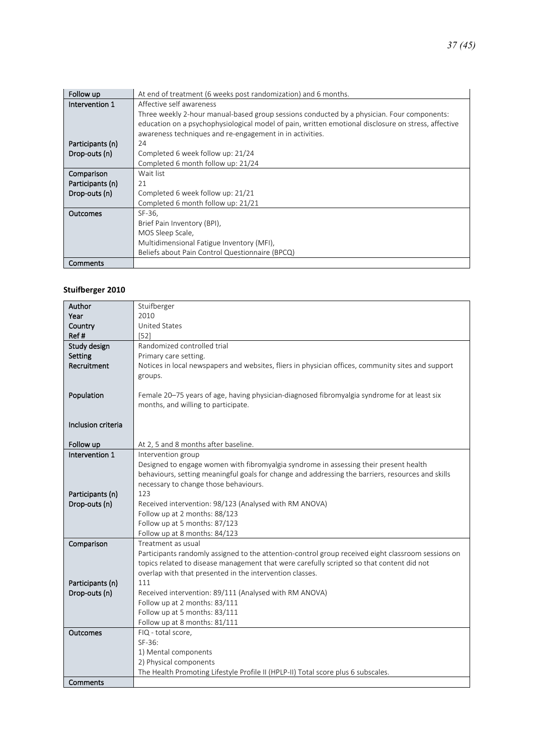| | |
|---|---|
| Follow up | At end of treatment (6 weeks post randomization) and 6 months. |
| Intervention 1 | Affective self awareness<br>Three weekly 2-hour manual-based group sessions conducted by a physician. Four components: education on a psychophysiological model of pain, written emotional disclosure on stress, affective awareness techniques and re-engagement in in activities. |
| Participants (n) | 24 |
| Drop-outs (n) | Completed 6 week follow up: 21/24<br>Completed 6 month follow up: 21/24 |
| Comparison | Wait list |
| Participants (n) | 21 |
| Drop-outs (n) | Completed 6 week follow up: 21/21<br>Completed 6 month follow up: 21/21 |
| Outcomes | SF-36,<br>Brief Pain Inventory (BPI),<br>MOS Sleep Scale,<br>Multidimensional Fatigue Inventory (MFI),<br>Beliefs about Pain Control Questionnaire (BPCQ) |
| Comments | |

**Stuifberger 2010**

| | |
|---|---|
| Author | Stuifberger |
| Year | 2010 |
| Country | United States |
| Ref # | [52] |
| Study design | Randomized controlled trial |
| Setting | Primary care setting. |
| Recruitment | Notices in local newspapers and websites, fliers in physician offices, community sites and support groups. |
| Population | Female 20–75 years of age, having physician-diagnosed fibromyalgia syndrome for at least six months, and willing to participate. |
| Inclusion criteria | |
| Follow up | At 2, 5 and 8 months after baseline. |
| Intervention 1 | Intervention group<br>Designed to engage women with fibromyalgia syndrome in assessing their present health behaviours, setting meaningful goals for change and addressing the barriers, resources and skills necessary to change those behaviours. |
| Participants (n) | 123 |
| Drop-outs (n) | Received intervention: 98/123 (Analysed with RM ANOVA)<br>Follow up at 2 months: 88/123<br>Follow up at 5 months: 87/123<br>Follow up at 8 months: 84/123 |
| Comparison | Treatment as usual<br>Participants randomly assigned to the attention-control group received eight classroom sessions on topics related to disease management that were carefully scripted so that content did not overlap with that presented in the intervention classes. |
| Participants (n) | 111 |
| Drop-outs (n) | Received intervention: 89/111 (Analysed with RM ANOVA)<br>Follow up at 2 months: 83/111<br>Follow up at 5 months: 83/111<br>Follow up at 8 months: 81/111 |
| Outcomes | FIQ - total score,<br>SF-36:<br>1) Mental components<br>2) Physical components<br>The Health Promoting Lifestyle Profile II (HPLP-II) Total score plus 6 subscales. |
| Comments | |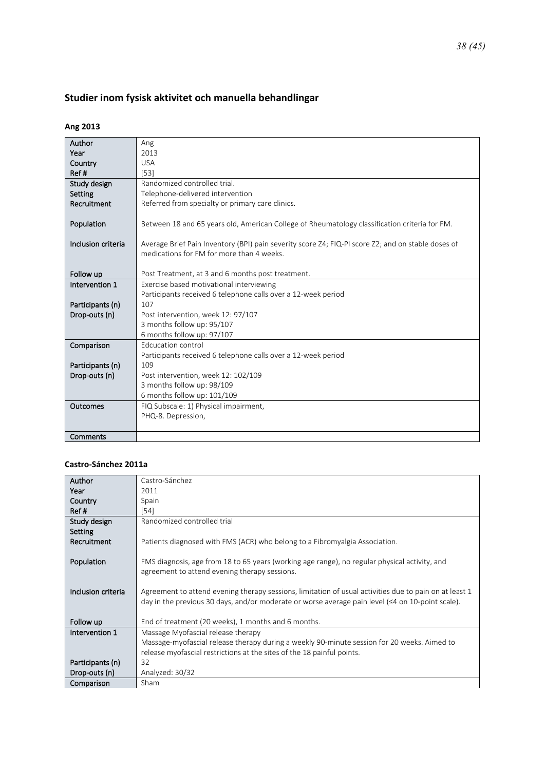## Studier inom fysisk aktivitet och manuella behandlingar

### Ang 2013

| | |
|---|---|
| Author<br>Year<br>Country<br>Ref # | Ang<br>2013<br>USA<br>[53] |
| Study design<br>Setting<br>Recruitment<br><br>Population<br><br>Inclusion criteria<br><br><br>Follow up | Randomized controlled trial.<br>Telephone-delivered intervention<br>Referred from specialty or primary care clinics.<br><br>Between 18 and 65 years old, American College of Rheumatology classification criteria for FM.<br><br>Average Brief Pain Inventory (BPI) pain severity score Z4; FIQ-PI score Z2; and on stable doses of medications for FM for more than 4 weeks.<br><br>Post Treatment, at 3 and 6 months post treatment. |
| Intervention 1<br><br>Participants (n)<br>Drop-outs (n) | Exercise based motivational interviewing<br>Participants received 6 telephone calls over a 12-week period<br>107<br>Post intervention, week 12: 97/107<br>3 months follow up: 95/107<br>6 months follow up: 97/107 |
| Comparison<br><br>Participants (n)<br>Drop-outs (n) | Edcucation control<br>Participants received 6 telephone calls over a 12-week period<br>109<br>Post intervention, week 12: 102/109<br>3 months follow up: 98/109<br>6 months follow up: 101/109 |
| Outcomes | FIQ Subscale: 1) Physical impairment,<br>PHQ-8. Depression, |
| Comments | |

### Castro-Sánchez 2011a

| | |
|---|---|
| Author<br>Year<br>Country<br>Ref # | Castro-Sánchez<br>2011<br>Spain<br>[54] |
| Study design<br>Setting<br>Recruitment<br><br>Population<br><br>Inclusion criteria<br><br><br>Follow up | Randomized controlled trial<br><br>Patients diagnosed with FMS (ACR) who belong to a Fibromyalgia Association.<br><br>FMS diagnosis, age from 18 to 65 years (working age range), no regular physical activity, and agreement to attend evening therapy sessions.<br><br>Agreement to attend evening therapy sessions, limitation of usual activities due to pain on at least 1 day in the previous 30 days, and/or moderate or worse average pain level (≤4 on 10-point scale).<br><br>End of treatment (20 weeks), 1 months and 6 months. |
| Intervention 1<br><br><br>Participants (n)<br>Drop-outs (n) | Massage Myofascial release therapy<br>Massage-myofascial release therapy during a weekly 90-minute session for 20 weeks. Aimed to release myofascial restrictions at the sites of the 18 painful points.<br>32<br>Analyzed: 30/32 |
| Comparison | Sham |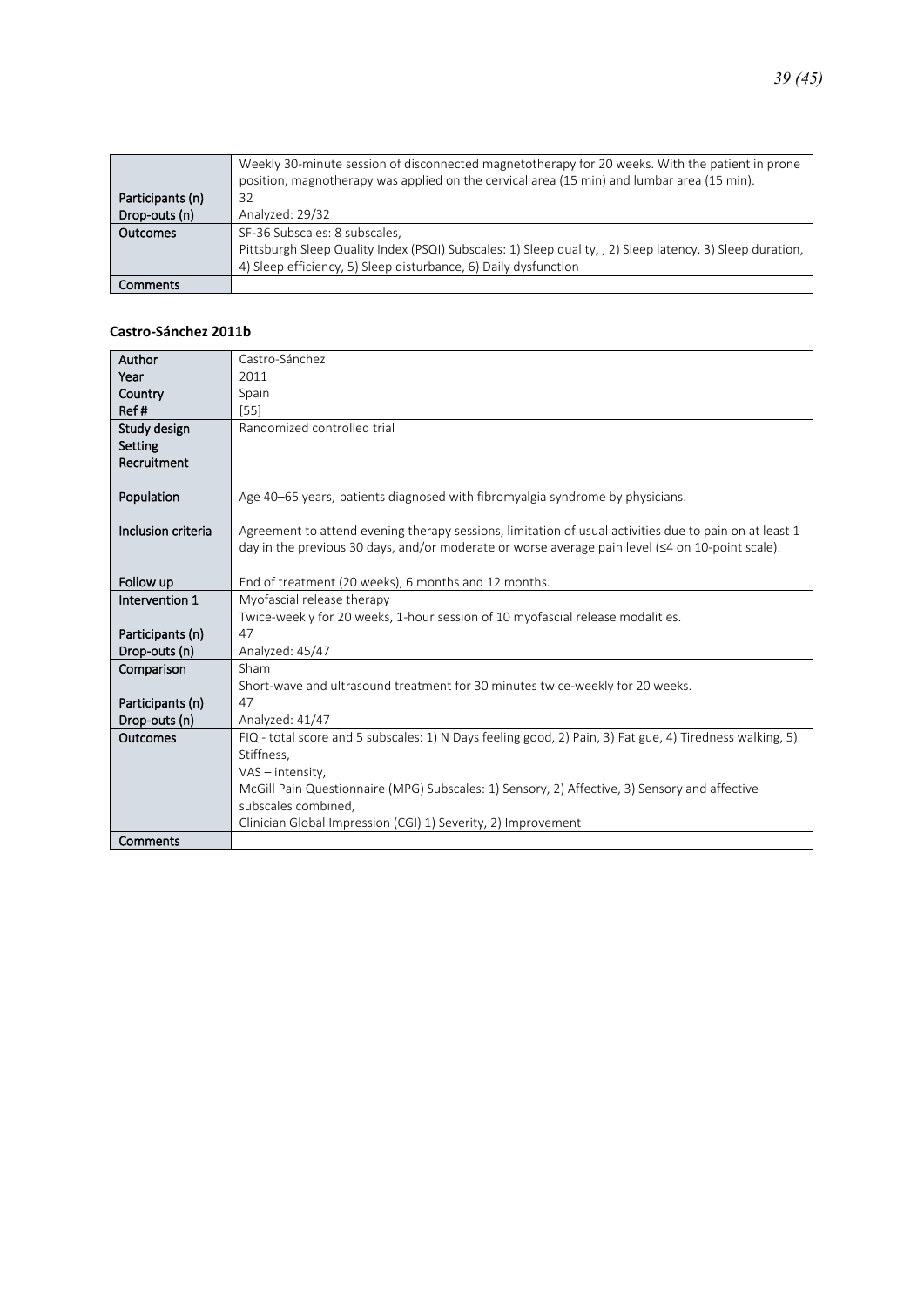| | |
|---|---|
| | Weekly 30-minute session of disconnected magnetotherapy for 20 weeks. With the patient in prone position, magnotherapy was applied on the cervical area (15 min) and lumbar area (15 min). |
| Participants (n) | 32 |
| Drop-outs (n) | Analyzed: 29/32 |
| Outcomes | SF-36 Subscales: 8 subscales,<br>Pittsburgh Sleep Quality Index (PSQI) Subscales: 1) Sleep quality, , 2) Sleep latency, 3) Sleep duration, 4) Sleep efficiency, 5) Sleep disturbance, 6) Daily dysfunction |
| Comments | |

**Castro-Sánchez 2011b**

| | |
|---|---|
| Author | Castro-Sánchez |
| Year | 2011 |
| Country | Spain |
| Ref # | [55] |
| Study design | Randomized controlled trial |
| Setting | |
| Recruitment | |
| Population | Age 40–65 years, patients diagnosed with fibromyalgia syndrome by physicians. |
| Inclusion criteria | Agreement to attend evening therapy sessions, limitation of usual activities due to pain on at least 1 day in the previous 30 days, and/or moderate or worse average pain level (≤4 on 10-point scale). |
| Follow up | End of treatment (20 weeks), 6 months and 12 months. |
| Intervention 1 | Myofascial release therapy<br>Twice-weekly for 20 weeks, 1-hour session of 10 myofascial release modalities. |
| Participants (n) | 47 |
| Drop-outs (n) | Analyzed: 45/47 |
| Comparison | Sham<br>Short-wave and ultrasound treatment for 30 minutes twice-weekly for 20 weeks. |
| Participants (n) | 47 |
| Drop-outs (n) | Analyzed: 41/47 |
| Outcomes | FIQ - total score and 5 subscales: 1) N Days feeling good, 2) Pain, 3) Fatigue, 4) Tiredness walking, 5) Stiffness,<br>VAS – intensity,<br>McGill Pain Questionnaire (MPG) Subscales: 1) Sensory, 2) Affective, 3) Sensory and affective subscales combined,<br>Clinician Global Impression (CGI) 1) Severity, 2) Improvement |
| Comments | |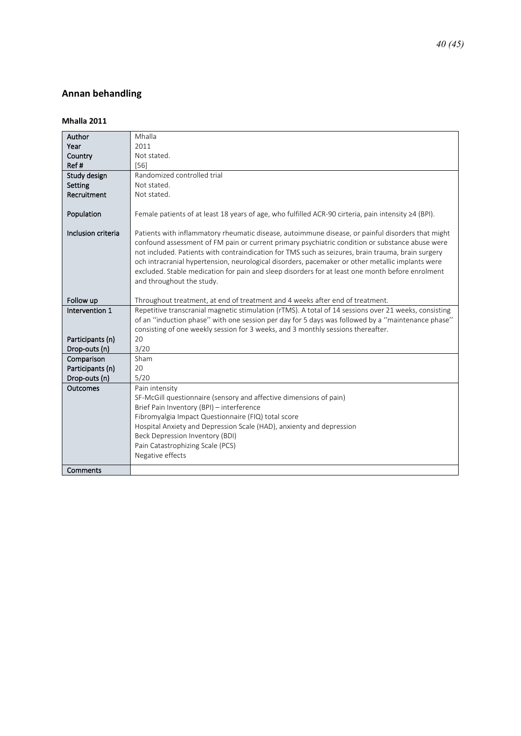## Annan behandling

### Mhalla 2011

| | |
|---|---|
| Author | Mhalla |
| Year | 2011 |
| Country | Not stated. |
| Ref # | [56] |
| Study design | Randomized controlled trial |
| Setting | Not stated. |
| Recruitment | Not stated. |
| Population | Female patients of at least 18 years of age, who fulfilled ACR-90 cirteria, pain intensity ≥4 (BPI). |
| Inclusion criteria | Patients with inflammatory rheumatic disease, autoimmune disease, or painful disorders that might confound assessment of FM pain or current primary psychiatric condition or substance abuse were not included. Patients with contraindication for TMS such as seizures, brain trauma, brain surgery och intracranial hypertension, neurological disorders, pacemaker or other metallic implants were excluded. Stable medication for pain and sleep disorders for at least one month before enrolment and throughout the study. |
| Follow up | Throughout treatment, at end of treatment and 4 weeks after end of treatment. |
| Intervention 1 | Repetitive transcranial magnetic stimulation (rTMS). A total of 14 sessions over 21 weeks, consisting of an ''induction phase'' with one session per day for 5 days was followed by a ''maintenance phase'' consisting of one weekly session for 3 weeks, and 3 monthly sessions thereafter. |
| Participants (n) | 20 |
| Drop-outs (n) | 3/20 |
| Comparison | Sham |
| Participants (n) | 20 |
| Drop-outs (n) | 5/20 |
| Outcomes | Pain intensity<br>SF-McGill questionnaire (sensory and affective dimensions of pain)<br>Brief Pain Inventory (BPI) – interference<br>Fibromyalgia Impact Questionnaire (FIQ) total score<br>Hospital Anxiety and Depression Scale (HAD), anxiety and depression<br>Beck Depression Inventory (BDI)<br>Pain Catastrophizing Scale (PCS)<br>Negative effects |
| Comments | |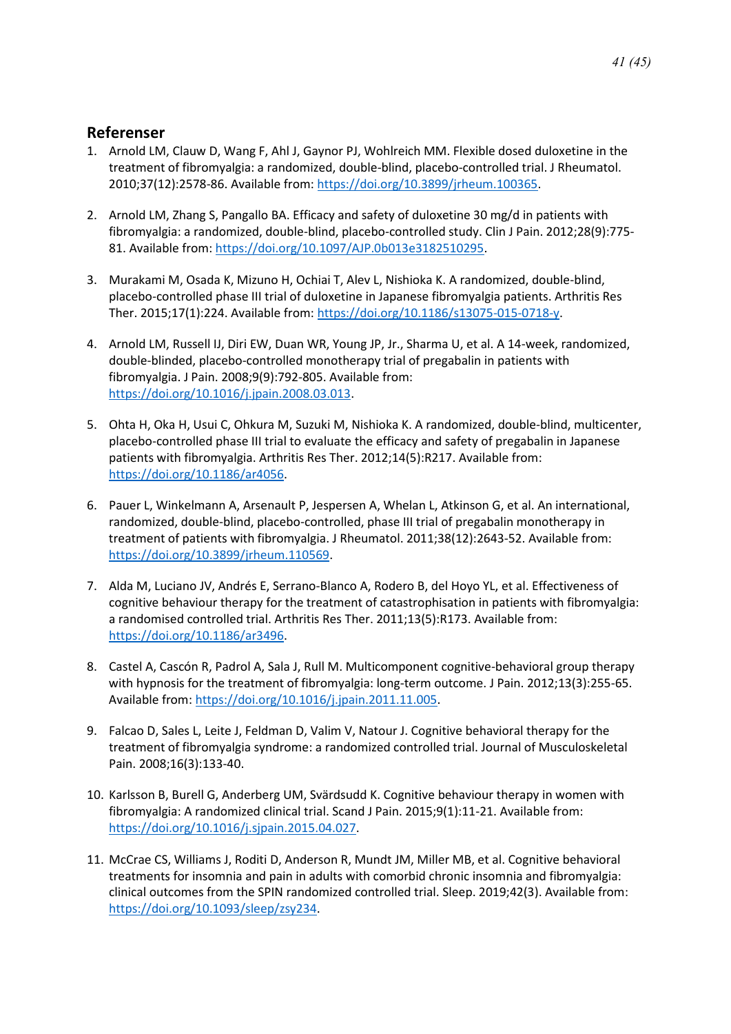## Referenser

1. Arnold LM, Clauw D, Wang F, Ahl J, Gaynor PJ, Wohlreich MM. Flexible dosed duloxetine in the treatment of fibromyalgia: a randomized, double-blind, placebo-controlled trial. J Rheumatol. 2010;37(12):2578-86. Available from: https://doi.org/10.3899/jrheum.100365.

2. Arnold LM, Zhang S, Pangallo BA. Efficacy and safety of duloxetine 30 mg/d in patients with fibromyalgia: a randomized, double-blind, placebo-controlled study. Clin J Pain. 2012;28(9):775-81. Available from: https://doi.org/10.1097/AJP.0b013e3182510295.

3. Murakami M, Osada K, Mizuno H, Ochiai T, Alev L, Nishioka K. A randomized, double-blind, placebo-controlled phase III trial of duloxetine in Japanese fibromyalgia patients. Arthritis Res Ther. 2015;17(1):224. Available from: https://doi.org/10.1186/s13075-015-0718-y.

4. Arnold LM, Russell IJ, Diri EW, Duan WR, Young JP, Jr., Sharma U, et al. A 14-week, randomized, double-blinded, placebo-controlled monotherapy trial of pregabalin in patients with fibromyalgia. J Pain. 2008;9(9):792-805. Available from: https://doi.org/10.1016/j.jpain.2008.03.013.

5. Ohta H, Oka H, Usui C, Ohkura M, Suzuki M, Nishioka K. A randomized, double-blind, multicenter, placebo-controlled phase III trial to evaluate the efficacy and safety of pregabalin in Japanese patients with fibromyalgia. Arthritis Res Ther. 2012;14(5):R217. Available from: https://doi.org/10.1186/ar4056.

6. Pauer L, Winkelmann A, Arsenault P, Jespersen A, Whelan L, Atkinson G, et al. An international, randomized, double-blind, placebo-controlled, phase III trial of pregabalin monotherapy in treatment of patients with fibromyalgia. J Rheumatol. 2011;38(12):2643-52. Available from: https://doi.org/10.3899/jrheum.110569.

7. Alda M, Luciano JV, Andrés E, Serrano-Blanco A, Rodero B, del Hoyo YL, et al. Effectiveness of cognitive behaviour therapy for the treatment of catastrophisation in patients with fibromyalgia: a randomised controlled trial. Arthritis Res Ther. 2011;13(5):R173. Available from: https://doi.org/10.1186/ar3496.

8. Castel A, Cascón R, Padrol A, Sala J, Rull M. Multicomponent cognitive-behavioral group therapy with hypnosis for the treatment of fibromyalgia: long-term outcome. J Pain. 2012;13(3):255-65. Available from: https://doi.org/10.1016/j.jpain.2011.11.005.

9. Falcao D, Sales L, Leite J, Feldman D, Valim V, Natour J. Cognitive behavioral therapy for the treatment of fibromyalgia syndrome: a randomized controlled trial. Journal of Musculoskeletal Pain. 2008;16(3):133-40.

10. Karlsson B, Burell G, Anderberg UM, Svärdsudd K. Cognitive behaviour therapy in women with fibromyalgia: A randomized clinical trial. Scand J Pain. 2015;9(1):11-21. Available from: https://doi.org/10.1016/j.sjpain.2015.04.027.

11. McCrae CS, Williams J, Roditi D, Anderson R, Mundt JM, Miller MB, et al. Cognitive behavioral treatments for insomnia and pain in adults with comorbid chronic insomnia and fibromyalgia: clinical outcomes from the SPIN randomized controlled trial. Sleep. 2019;42(3). Available from: https://doi.org/10.1093/sleep/zsy234.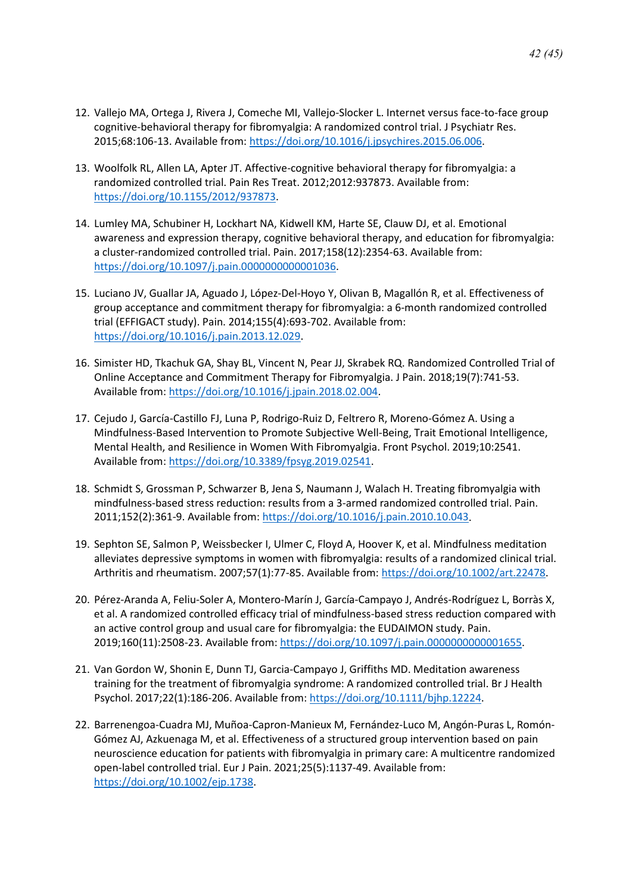12. Vallejo MA, Ortega J, Rivera J, Comeche MI, Vallejo-Slocker L. Internet versus face-to-face group cognitive-behavioral therapy for fibromyalgia: A randomized control trial. J Psychiatr Res. 2015;68:106-13. Available from: https://doi.org/10.1016/j.jpsychires.2015.06.006.

13. Woolfolk RL, Allen LA, Apter JT. Affective-cognitive behavioral therapy for fibromyalgia: a randomized controlled trial. Pain Res Treat. 2012;2012:937873. Available from: https://doi.org/10.1155/2012/937873.

14. Lumley MA, Schubiner H, Lockhart NA, Kidwell KM, Harte SE, Clauw DJ, et al. Emotional awareness and expression therapy, cognitive behavioral therapy, and education for fibromyalgia: a cluster-randomized controlled trial. Pain. 2017;158(12):2354-63. Available from: https://doi.org/10.1097/j.pain.0000000000001036.

15. Luciano JV, Guallar JA, Aguado J, López-Del-Hoyo Y, Olivan B, Magallón R, et al. Effectiveness of group acceptance and commitment therapy for fibromyalgia: a 6-month randomized controlled trial (EFFIGACT study). Pain. 2014;155(4):693-702. Available from: https://doi.org/10.1016/j.pain.2013.12.029.

16. Simister HD, Tkachuk GA, Shay BL, Vincent N, Pear JJ, Skrabek RQ. Randomized Controlled Trial of Online Acceptance and Commitment Therapy for Fibromyalgia. J Pain. 2018;19(7):741-53. Available from: https://doi.org/10.1016/j.jpain.2018.02.004.

17. Cejudo J, García-Castillo FJ, Luna P, Rodrigo-Ruiz D, Feltrero R, Moreno-Gómez A. Using a Mindfulness-Based Intervention to Promote Subjective Well-Being, Trait Emotional Intelligence, Mental Health, and Resilience in Women With Fibromyalgia. Front Psychol. 2019;10:2541. Available from: https://doi.org/10.3389/fpsyg.2019.02541.

18. Schmidt S, Grossman P, Schwarzer B, Jena S, Naumann J, Walach H. Treating fibromyalgia with mindfulness-based stress reduction: results from a 3-armed randomized controlled trial. Pain. 2011;152(2):361-9. Available from: https://doi.org/10.1016/j.pain.2010.10.043.

19. Sephton SE, Salmon P, Weissbecker I, Ulmer C, Floyd A, Hoover K, et al. Mindfulness meditation alleviates depressive symptoms in women with fibromyalgia: results of a randomized clinical trial. Arthritis and rheumatism. 2007;57(1):77-85. Available from: https://doi.org/10.1002/art.22478.

20. Pérez-Aranda A, Feliu-Soler A, Montero-Marín J, García-Campayo J, Andrés-Rodríguez L, Borràs X, et al. A randomized controlled efficacy trial of mindfulness-based stress reduction compared with an active control group and usual care for fibromyalgia: the EUDAIMON study. Pain. 2019;160(11):2508-23. Available from: https://doi.org/10.1097/j.pain.0000000000001655.

21. Van Gordon W, Shonin E, Dunn TJ, Garcia-Campayo J, Griffiths MD. Meditation awareness training for the treatment of fibromyalgia syndrome: A randomized controlled trial. Br J Health Psychol. 2017;22(1):186-206. Available from: https://doi.org/10.1111/bjhp.12224.

22. Barrenengoa-Cuadra MJ, Muñoa-Capron-Manieux M, Fernández-Luco M, Angón-Puras L, Romón-Gómez AJ, Azkuenaga M, et al. Effectiveness of a structured group intervention based on pain neuroscience education for patients with fibromyalgia in primary care: A multicentre randomized open-label controlled trial. Eur J Pain. 2021;25(5):1137-49. Available from: https://doi.org/10.1002/ejp.1738.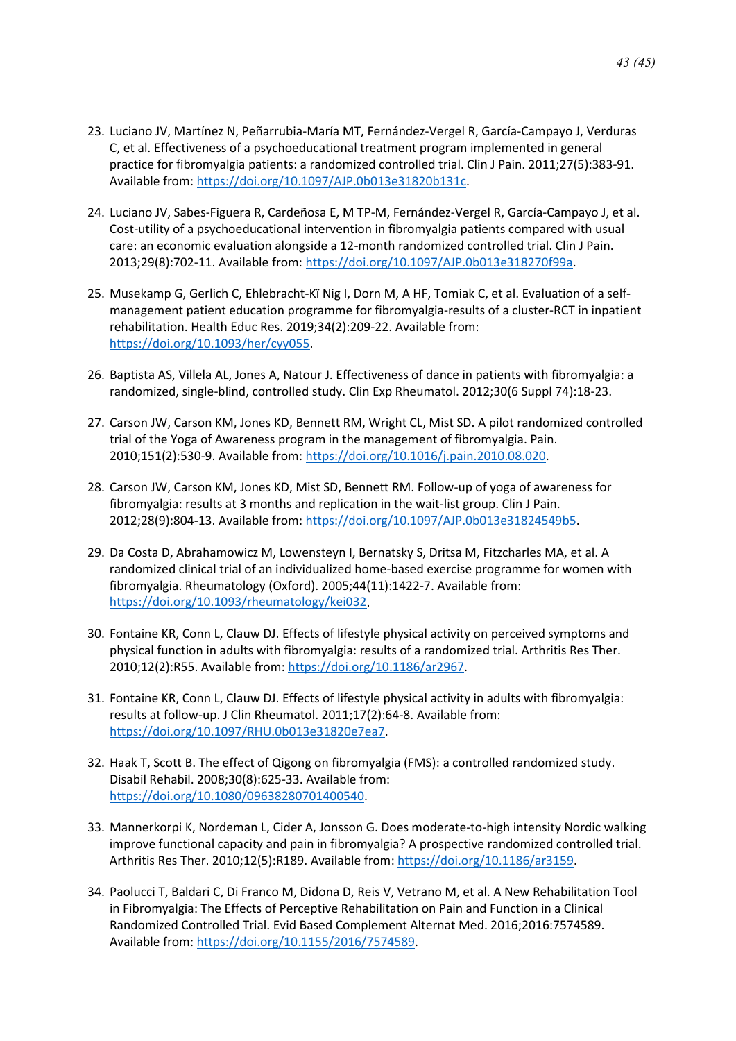23. Luciano JV, Martínez N, Peñarrubia-María MT, Fernández-Vergel R, García-Campayo J, Verduras C, et al. Effectiveness of a psychoeducational treatment program implemented in general practice for fibromyalgia patients: a randomized controlled trial. Clin J Pain. 2011;27(5):383-91. Available from: https://doi.org/10.1097/AJP.0b013e31820b131c.

24. Luciano JV, Sabes-Figuera R, Cardeñosa E, M TP-M, Fernández-Vergel R, García-Campayo J, et al. Cost-utility of a psychoeducational intervention in fibromyalgia patients compared with usual care: an economic evaluation alongside a 12-month randomized controlled trial. Clin J Pain. 2013;29(8):702-11. Available from: https://doi.org/10.1097/AJP.0b013e318270f99a.

25. Musekamp G, Gerlich C, Ehlebracht-Kï Nig I, Dorn M, A HF, Tomiak C, et al. Evaluation of a self-management patient education programme for fibromyalgia-results of a cluster-RCT in inpatient rehabilitation. Health Educ Res. 2019;34(2):209-22. Available from: https://doi.org/10.1093/her/cyy055.

26. Baptista AS, Villela AL, Jones A, Natour J. Effectiveness of dance in patients with fibromyalgia: a randomized, single-blind, controlled study. Clin Exp Rheumatol. 2012;30(6 Suppl 74):18-23.

27. Carson JW, Carson KM, Jones KD, Bennett RM, Wright CL, Mist SD. A pilot randomized controlled trial of the Yoga of Awareness program in the management of fibromyalgia. Pain. 2010;151(2):530-9. Available from: https://doi.org/10.1016/j.pain.2010.08.020.

28. Carson JW, Carson KM, Jones KD, Mist SD, Bennett RM. Follow-up of yoga of awareness for fibromyalgia: results at 3 months and replication in the wait-list group. Clin J Pain. 2012;28(9):804-13. Available from: https://doi.org/10.1097/AJP.0b013e31824549b5.

29. Da Costa D, Abrahamowicz M, Lowensteyn I, Bernatsky S, Dritsa M, Fitzcharles MA, et al. A randomized clinical trial of an individualized home-based exercise programme for women with fibromyalgia. Rheumatology (Oxford). 2005;44(11):1422-7. Available from: https://doi.org/10.1093/rheumatology/kei032.

30. Fontaine KR, Conn L, Clauw DJ. Effects of lifestyle physical activity on perceived symptoms and physical function in adults with fibromyalgia: results of a randomized trial. Arthritis Res Ther. 2010;12(2):R55. Available from: https://doi.org/10.1186/ar2967.

31. Fontaine KR, Conn L, Clauw DJ. Effects of lifestyle physical activity in adults with fibromyalgia: results at follow-up. J Clin Rheumatol. 2011;17(2):64-8. Available from: https://doi.org/10.1097/RHU.0b013e31820e7ea7.

32. Haak T, Scott B. The effect of Qigong on fibromyalgia (FMS): a controlled randomized study. Disabil Rehabil. 2008;30(8):625-33. Available from: https://doi.org/10.1080/09638280701400540.

33. Mannerkorpi K, Nordeman L, Cider A, Jonsson G. Does moderate-to-high intensity Nordic walking improve functional capacity and pain in fibromyalgia? A prospective randomized controlled trial. Arthritis Res Ther. 2010;12(5):R189. Available from: https://doi.org/10.1186/ar3159.

34. Paolucci T, Baldari C, Di Franco M, Didona D, Reis V, Vetrano M, et al. A New Rehabilitation Tool in Fibromyalgia: The Effects of Perceptive Rehabilitation on Pain and Function in a Clinical Randomized Controlled Trial. Evid Based Complement Alternat Med. 2016;2016:7574589. Available from: https://doi.org/10.1155/2016/7574589.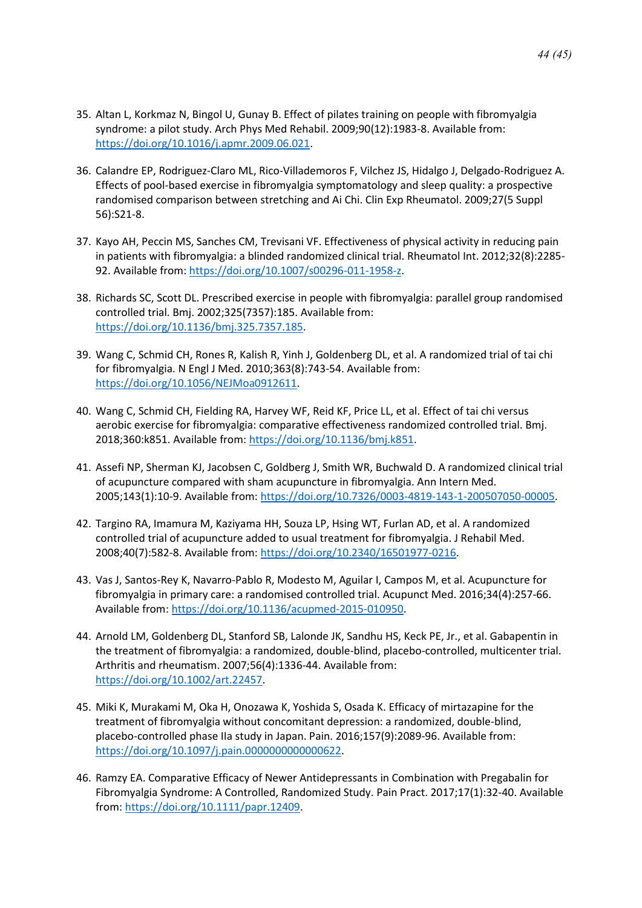35. Altan L, Korkmaz N, Bingol U, Gunay B. Effect of pilates training on people with fibromyalgia syndrome: a pilot study. Arch Phys Med Rehabil. 2009;90(12):1983-8. Available from: https://doi.org/10.1016/j.apmr.2009.06.021.

36. Calandre EP, Rodriguez-Claro ML, Rico-Villademoros F, Vilchez JS, Hidalgo J, Delgado-Rodriguez A. Effects of pool-based exercise in fibromyalgia symptomatology and sleep quality: a prospective randomised comparison between stretching and Ai Chi. Clin Exp Rheumatol. 2009;27(5 Suppl 56):S21-8.

37. Kayo AH, Peccin MS, Sanches CM, Trevisani VF. Effectiveness of physical activity in reducing pain in patients with fibromyalgia: a blinded randomized clinical trial. Rheumatol Int. 2012;32(8):2285-92. Available from: https://doi.org/10.1007/s00296-011-1958-z.

38. Richards SC, Scott DL. Prescribed exercise in people with fibromyalgia: parallel group randomised controlled trial. Bmj. 2002;325(7357):185. Available from: https://doi.org/10.1136/bmj.325.7357.185.

39. Wang C, Schmid CH, Rones R, Kalish R, Yinh J, Goldenberg DL, et al. A randomized trial of tai chi for fibromyalgia. N Engl J Med. 2010;363(8):743-54. Available from: https://doi.org/10.1056/NEJMoa0912611.

40. Wang C, Schmid CH, Fielding RA, Harvey WF, Reid KF, Price LL, et al. Effect of tai chi versus aerobic exercise for fibromyalgia: comparative effectiveness randomized controlled trial. Bmj. 2018;360:k851. Available from: https://doi.org/10.1136/bmj.k851.

41. Assefi NP, Sherman KJ, Jacobsen C, Goldberg J, Smith WR, Buchwald D. A randomized clinical trial of acupuncture compared with sham acupuncture in fibromyalgia. Ann Intern Med. 2005;143(1):10-9. Available from: https://doi.org/10.7326/0003-4819-143-1-200507050-00005.

42. Targino RA, Imamura M, Kaziyama HH, Souza LP, Hsing WT, Furlan AD, et al. A randomized controlled trial of acupuncture added to usual treatment for fibromyalgia. J Rehabil Med. 2008;40(7):582-8. Available from: https://doi.org/10.2340/16501977-0216.

43. Vas J, Santos-Rey K, Navarro-Pablo R, Modesto M, Aguilar I, Campos M, et al. Acupuncture for fibromyalgia in primary care: a randomised controlled trial. Acupunct Med. 2016;34(4):257-66. Available from: https://doi.org/10.1136/acupmed-2015-010950.

44. Arnold LM, Goldenberg DL, Stanford SB, Lalonde JK, Sandhu HS, Keck PE, Jr., et al. Gabapentin in the treatment of fibromyalgia: a randomized, double-blind, placebo-controlled, multicenter trial. Arthritis and rheumatism. 2007;56(4):1336-44. Available from: https://doi.org/10.1002/art.22457.

45. Miki K, Murakami M, Oka H, Onozawa K, Yoshida S, Osada K. Efficacy of mirtazapine for the treatment of fibromyalgia without concomitant depression: a randomized, double-blind, placebo-controlled phase IIa study in Japan. Pain. 2016;157(9):2089-96. Available from: https://doi.org/10.1097/j.pain.0000000000000622.

46. Ramzy EA. Comparative Efficacy of Newer Antidepressants in Combination with Pregabalin for Fibromyalgia Syndrome: A Controlled, Randomized Study. Pain Pract. 2017;17(1):32-40. Available from: https://doi.org/10.1111/papr.12409.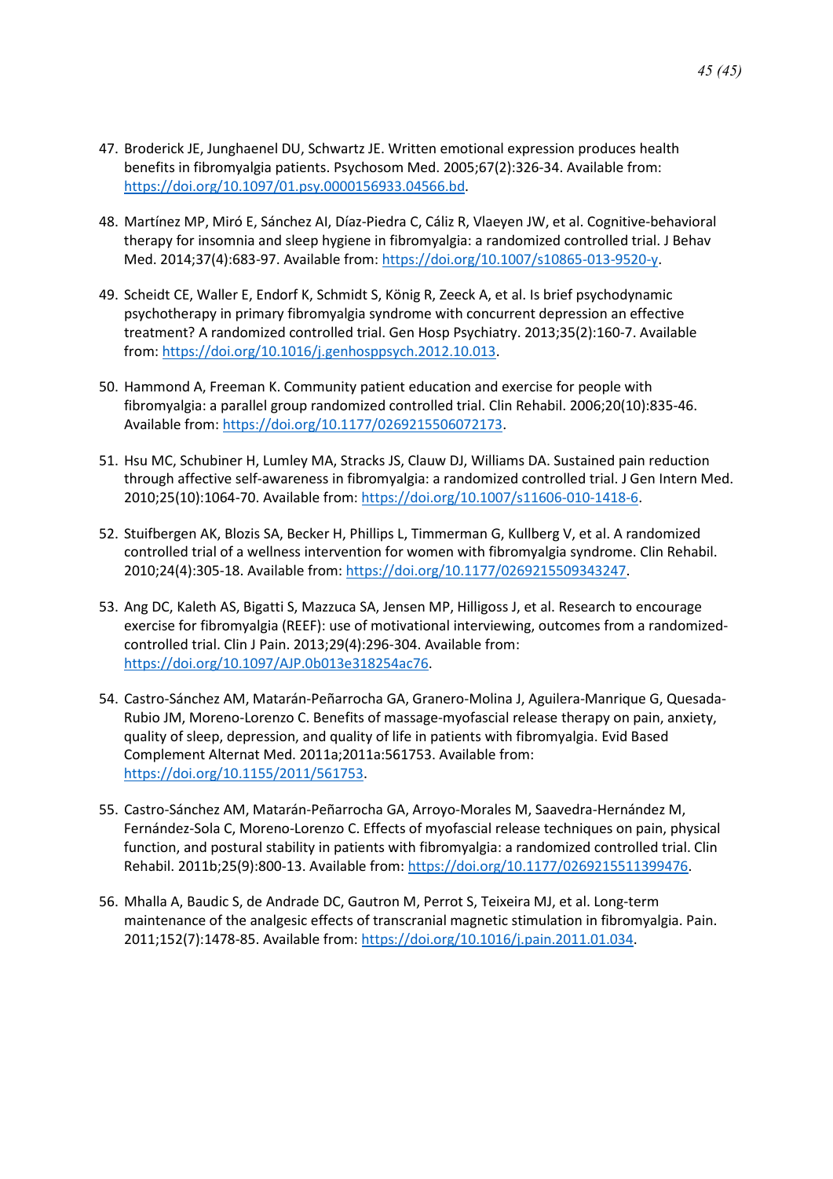47. Broderick JE, Junghaenel DU, Schwartz JE. Written emotional expression produces health benefits in fibromyalgia patients. Psychosom Med. 2005;67(2):326-34. Available from: https://doi.org/10.1097/01.psy.0000156933.04566.bd.

48. Martínez MP, Miró E, Sánchez AI, Díaz-Piedra C, Cáliz R, Vlaeyen JW, et al. Cognitive-behavioral therapy for insomnia and sleep hygiene in fibromyalgia: a randomized controlled trial. J Behav Med. 2014;37(4):683-97. Available from: https://doi.org/10.1007/s10865-013-9520-y.

49. Scheidt CE, Waller E, Endorf K, Schmidt S, König R, Zeeck A, et al. Is brief psychodynamic psychotherapy in primary fibromyalgia syndrome with concurrent depression an effective treatment? A randomized controlled trial. Gen Hosp Psychiatry. 2013;35(2):160-7. Available from: https://doi.org/10.1016/j.genhosppsych.2012.10.013.

50. Hammond A, Freeman K. Community patient education and exercise for people with fibromyalgia: a parallel group randomized controlled trial. Clin Rehabil. 2006;20(10):835-46. Available from: https://doi.org/10.1177/0269215506072173.

51. Hsu MC, Schubiner H, Lumley MA, Stracks JS, Clauw DJ, Williams DA. Sustained pain reduction through affective self-awareness in fibromyalgia: a randomized controlled trial. J Gen Intern Med. 2010;25(10):1064-70. Available from: https://doi.org/10.1007/s11606-010-1418-6.

52. Stuifbergen AK, Blozis SA, Becker H, Phillips L, Timmerman G, Kullberg V, et al. A randomized controlled trial of a wellness intervention for women with fibromyalgia syndrome. Clin Rehabil. 2010;24(4):305-18. Available from: https://doi.org/10.1177/0269215509343247.

53. Ang DC, Kaleth AS, Bigatti S, Mazzuca SA, Jensen MP, Hilligoss J, et al. Research to encourage exercise for fibromyalgia (REEF): use of motivational interviewing, outcomes from a randomized-controlled trial. Clin J Pain. 2013;29(4):296-304. Available from: https://doi.org/10.1097/AJP.0b013e318254ac76.

54. Castro-Sánchez AM, Matarán-Peñarrocha GA, Granero-Molina J, Aguilera-Manrique G, Quesada-Rubio JM, Moreno-Lorenzo C. Benefits of massage-myofascial release therapy on pain, anxiety, quality of sleep, depression, and quality of life in patients with fibromyalgia. Evid Based Complement Alternat Med. 2011a;2011a:561753. Available from: https://doi.org/10.1155/2011/561753.

55. Castro-Sánchez AM, Matarán-Peñarrocha GA, Arroyo-Morales M, Saavedra-Hernández M, Fernández-Sola C, Moreno-Lorenzo C. Effects of myofascial release techniques on pain, physical function, and postural stability in patients with fibromyalgia: a randomized controlled trial. Clin Rehabil. 2011b;25(9):800-13. Available from: https://doi.org/10.1177/0269215511399476.

56. Mhalla A, Baudic S, de Andrade DC, Gautron M, Perrot S, Teixeira MJ, et al. Long-term maintenance of the analgesic effects of transcranial magnetic stimulation in fibromyalgia. Pain. 2011;152(7):1478-85. Available from: https://doi.org/10.1016/j.pain.2011.01.034.